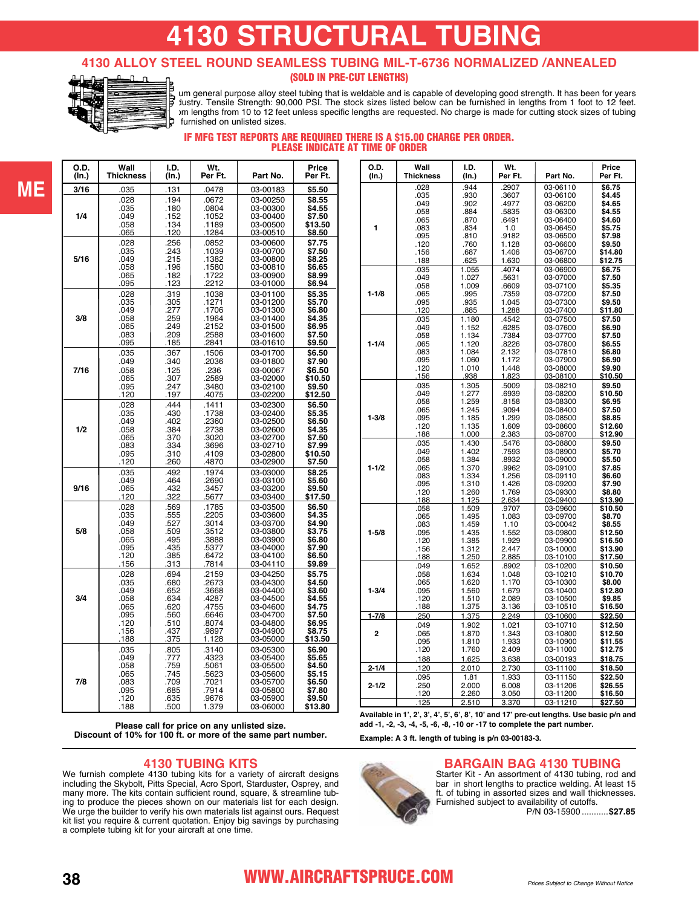# 4130 STRUCTURAL TUBING

## 4130 ALLOY STEEL ROUND SEAMLESS TUBING MIL-T-6736 NORMALIZED /ANNEALED

**(SOLD IN PRE-CUT LENGTHS)**

um general purpose alloy steel tubing that is weldable and is capable of developing good strength. It has been for years dustry. Tensile Strength: 90,000 PSI. The stock sizes listed below can be furnished in lengths from 1 foot to 12 feet. om lengths from 10 to 12 feet unless specific lengths are requested. No charge is made for cutting stock sizes of tubing furnished on unlisted sizes.

**IF MFG TEST REPORTS ARE REQUIRED THERE IS A $15.00 CHARGE PER ORDER. PLEASE INDICATE AT TIME OF ORDER**

| O.D. (In.) | Wall Thickness | I.D. (In.) | Wt. Per Ft. | Part No. | Price Per Ft. |
|---|---|---|---|---|---|
| 3/16 | .035 | .131 | .0478 | 03-00183 | $5.50 |
| 1/4 | .028 | .194 | .0672 | 03-00250 | $8.55 |
| | .035 | .180 | .0804 | 03-00300 | $4.55 |
| | .049 | .152 | .1052 | 03-00400 | $7.50 |
| | .058 | .134 | .1189 | 03-00500 | $13.50 |
| | .065 | .120 | .1284 | 03-00510 | $8.50 |
| 5/16 | .028 | .256 | .0852 | 03-00600 | $7.75 |
| | .035 | .243 | .1039 | 03-00700 | $7.50 |
| | .049 | .215 | .1382 | 03-00800 | $8.25 |
| | .058 | .196 | .1580 | 03-00810 | $6.65 |
| | .065 | .182 | .1722 | 03-00900 | $8.99 |
| | .095 | .123 | .2212 | 03-01000 | $6.94 |
| 3/8 | .028 | .319 | .1038 | 03-01100 | $5.35 |
| | .035 | .305 | .1271 | 03-01200 | $5.70 |
| | .049 | .277 | .1706 | 03-01300 | $6.80 |
| | .058 | .259 | .1964 | 03-01400 | $4.35 |
| | .065 | .249 | .2152 | 03-01500 | $6.95 |
| | .083 | .209 | .2588 | 03-01600 | $7.50 |
| | .095 | .185 | .2841 | 03-01610 | $9.50 |
| 7/16 | .035 | .367 | .1506 | 03-01700 | $6.50 |
| | .049 | .340 | .2036 | 03-01800 | $7.90 |
| | .058 | .125 | .236 | 03-00067 | $6.50 |
| | .065 | .307 | .2589 | 03-02000 | $10.50 |
| | .095 | .247 | .3480 | 03-02100 | $9.50 |
| | .120 | .197 | .4075 | 03-02200 | $12.50 |
| 1/2 | .028 | .444 | .1411 | 03-02300 | $6.50 |
| | .035 | .430 | .1738 | 03-02400 | $5.35 |
| | .049 | .402 | .2360 | 03-02500 | $6.50 |
| | .058 | .384 | .2738 | 03-02600 | $4.35 |
| | .065 | .370 | .3020 | 03-02700 | $7.50 |
| | .083 | .334 | .3696 | 03-02710 | $7.99 |
| | .095 | .310 | .4109 | 03-02800 | $10.50 |
| | .120 | .260 | .4870 | 03-02900 | $7.50 |
| 9/16 | .035 | .492 | .1974 | 03-03000 | $8.25 |
| | .049 | .464 | .2690 | 03-03100 | $5.60 |
| | .065 | .432 | .3457 | 03-03200 | $9.50 |
| | .120 | .322 | .5677 | 03-03400 | $17.50 |
| 5/8 | .028 | .569 | .1785 | 03-03500 | $6.50 |
| | .035 | .555 | .2205 | 03-03600 | $4.35 |
| | .049 | .527 | .3014 | 03-03700 | $4.90 |
| | .058 | .509 | .3512 | 03-03800 | $3.75 |
| | .065 | .495 | .3888 | 03-03900 | $6.80 |
| | .095 | .435 | .5377 | 03-04000 | $7.90 |
| | .120 | .385 | .6472 | 03-04100 | $6.50 |
| | .156 | .313 | .7814 | 03-04110 | $9.89 |
| 3/4 | .028 | .694 | .2159 | 03-04250 | $5.75 |
| | .035 | .680 | .2673 | 03-04300 | $4.50 |
| | .049 | .652 | .3668 | 03-04400 | $3.60 |
| | .058 | .634 | .4287 | 03-04500 | $4.55 |
| | .065 | .620 | .4755 | 03-04600 | $4.75 |
| | .095 | .560 | .6646 | 03-04700 | $7.50 |
| | .120 | .510 | .8074 | 03-04800 | $6.95 |
| | .156 | .437 | .9897 | 03-04900 | $8.75 |
| | .188 | .375 | 1.128 | 03-05000 | $13.50 |
| 7/8 | .035 | .805 | .3140 | 03-05300 | $6.90 |
| | .049 | .777 | .4323 | 03-05400 | $5.65 |
| | .058 | .759 | .5061 | 03-05500 | $4.50 |
| | .065 | .745 | .5623 | 03-05600 | $5.15 |
| | .083 | .709 | .7021 | 03-05700 | $6.50 |
| | .095 | .685 | .7914 | 03-05800 | $7.80 |
| | .120 | .635 | .9676 | 03-05900 | $9.50 |
| | .188 | .500 | 1.379 | 03-06000 | $13.80 |
| 1 | .028 | .944 | .2907 | 03-06110 | $6.75 |
| | .035 | .930 | .3607 | 03-06100 | $4.45 |
| | .049 | .902 | .4977 | 03-06200 | $4.65 |
| | .058 | .884 | .5835 | 03-06300 | $4.55 |
| | .065 | .870 | .6491 | 03-06400 | $4.60 |
| | .083 | .834 | 1.0 | 03-06450 | $5.75 |
| | .095 | .810 | .9182 | 03-06500 | $7.98 |
| | .120 | .760 | 1.128 | 03-06600 | $9.50 |
| | .156 | .687 | 1.406 | 03-06700 | $14.80 |
| | .188 | .625 | 1.630 | 03-06800 | $12.75 |
| 1-1/8 | .035 | 1.055 | .4074 | 03-06900 | $6.75 |
| | .049 | 1.027 | .5631 | 03-07000 | $7.50 |
| | .058 | 1.009 | .6609 | 03-07100 | $5.35 |
| | .065 | .995 | .7359 | 03-07200 | $7.50 |
| | .095 | .935 | 1.045 | 03-07300 | $9.50 |
| | .120 | .885 | 1.288 | 03-07400 | $11.80 |
| 1-1/4 | .035 | 1.180 | .4542 | 03-07500 | $7.50 |
| | .049 | 1.152 | .6285 | 03-07600 | $6.90 |
| | .058 | 1.134 | .7384 | 03-07700 | $7.50 |
| | .065 | 1.120 | .8226 | 03-07800 | $6.55 |
| | .083 | 1.084 | 2.132 | 03-07810 | $6.80 |
| | .095 | 1.060 | 1.172 | 03-07900 | $6.90 |
| | .120 | 1.010 | 1.448 | 03-08000 | $9.90 |
| | .156 | .938 | 1.823 | 03-08100 | $10.50 |
| 1-3/8 | .035 | 1.305 | .5009 | 03-08210 | $9.50 |
| | .049 | 1.277 | .6939 | 03-08200 | $10.50 |
| | .058 | 1.259 | .8158 | 03-08300 | $6.95 |
| | .065 | 1.245 | .9094 | 03-08400 | $7.50 |
| | .095 | 1.185 | 1.299 | 03-08500 | $8.85 |
| | .120 | 1.135 | 1.609 | 03-08600 | $12.60 |
| | .188 | 1.000 | 2.383 | 03-08700 | $12.90 |
| 1-1/2 | .035 | 1.430 | .5476 | 03-08800 | $9.50 |
| | .049 | 1.402 | .7593 | 03-08900 | $5.70 |
| | .058 | 1.384 | .8932 | 03-09000 | $5.50 |
| | .065 | 1.370 | .9962 | 03-09100 | $7.85 |
| | .083 | 1.334 | 1.256 | 03-09110 | $6.60 |
| | .095 | 1.310 | 1.426 | 03-09200 | $7.90 |
| | .120 | 1.260 | 1.769 | 03-09300 | $8.80 |
| | .188 | 1.125 | 2.634 | 03-09400 | $13.90 |
| 1-5/8 | .058 | 1.509 | .9707 | 03-09600 | $10.50 |
| | .065 | 1.495 | 1.083 | 03-09700 | $8.70 |
| | .083 | 1.459 | 1.10 | 03-00042 | $8.55 |
| | .095 | 1.435 | 1.552 | 03-09800 | $12.50 |
| | .120 | 1.385 | 1.929 | 03-09900 | $16.50 |
| | .156 | 1.312 | 2.447 | 03-10000 | $13.90 |
| | .188 | 1.250 | 2.885 | 03-10100 | $17.50 |
| 1-3/4 | .049 | 1.652 | .8902 | 03-10200 | $10.50 |
| | .058 | 1.634 | 1.048 | 03-10210 | $10.70 |
| | .065 | 1.620 | 1.170 | 03-10300 | $8.00 |
| | .095 | 1.560 | 1.679 | 03-10400 | $12.80 |
| | .120 | 1.510 | 2.089 | 03-10500 | $9.85 |
| | .188 | 1.375 | 3.136 | 03-10510 | $16.50 |
| 1-7/8 | .250 | 1.375 | 2.249 | 03-10600 | $22.50 |
| 2 | .049 | 1.902 | 1.021 | 03-10710 | $12.50 |
| | .065 | 1.870 | 1.343 | 03-10800 | $12.50 |
| | .095 | 1.810 | 1.933 | 03-10900 | $11.55 |
| | .120 | 1.760 | 2.409 | 03-11000 | $12.75 |
| | .188 | 1.625 | 3.638 | 03-00193 | $18.75 |
| 2-1/4 | .120 | 2.010 | 2.730 | 03-11100 | $18.50 |
| 2-1/2 | .095 | 1.81 | 1.933 | 03-11150 | $22.50 |
| | .250 | 2.000 | 6.008 | 03-11206 | $26.55 |
| | .120 | 2.260 | 3.050 | 03-11200 | $16.50 |
| | .125 | 2.510 | 3.370 | 03-11210 | $27.50 |

**Please call for price on any unlisted size.**
**Discount of 10% for 100 ft. or more of the same part number.**

**Available in 1', 2', 3', 4', 5', 6', 8', 10' and 17' pre-cut lengths. Use basic p/n and add -1, -2, -3, -4, -5, -6, -8, -10 or -17 to complete the part number.**

**Example: A 3 ft. length of tubing is p/n 03-00183-3.**

## 4130 TUBING KITS

We furnish complete 4130 tubing kits for a variety of aircraft designs including the Skybolt, Pitts Special, Acro Sport, Starduster, Osprey, and many more. The kits contain sufficient round, square, & streamline tubing to produce the pieces shown on our materials list for each design. We urge the builder to verify his own materials list against ours. Request kit list you require & current quotation. Enjoy big savings by purchasing a complete tubing kit for your aircraft at one time.

## BARGAIN BAG 4130 TUBING

Starter Kit - An assortment of 4130 tubing, rod and bar in short lengths to practice welding. At least 15 ft. of tubing in assorted sizes and wall thicknesses. Furnished subject to availability of cutoffs.

P/N 03-15900 ...........**$27.85**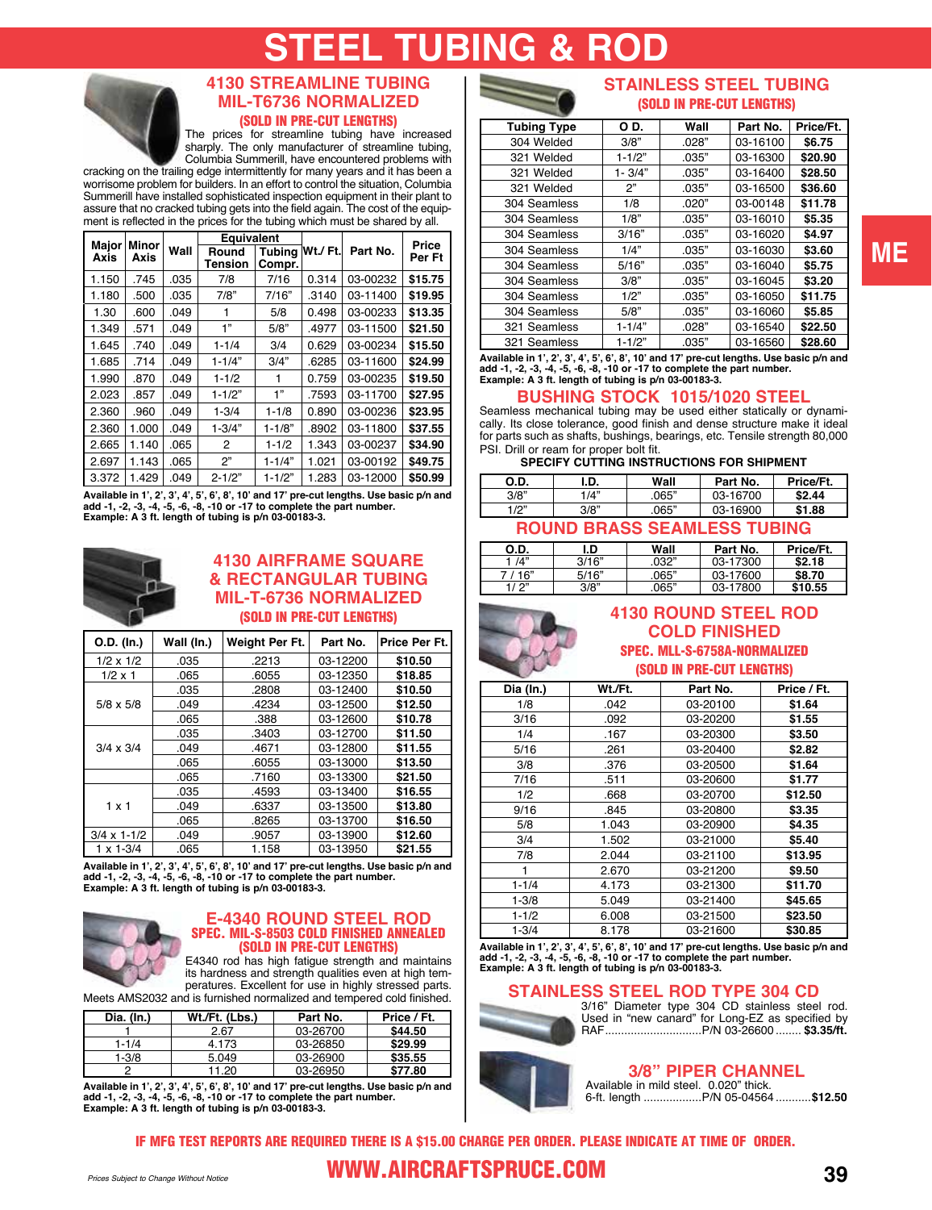# STEEL TUBING & ROD

## 4130 STREAMLINE TUBING MIL-T6736 NORMALIZED

### (SOLD IN PRE-CUT LENGTHS)

The prices for streamline tubing have increased sharply. The only manufacturer of streamline tubing, Columbia Summerill, have encountered problems with cracking on the trailing edge intermittently for many years and it has been a worrisome problem for builders. In an effort to control the situation, Columbia Summerill have installed sophisticated inspection equipment in their plant to assure that no cracked tubing gets into the field again. The cost of the equipment is reflected in the prices for the tubing which must be shared by all.

| Major Axis | Minor Axis | Wall | Equivalent Round Tension | Equivalent Tubing Compr. | Wt./ Ft. | Part No. | Price Per Ft |
|---|---|---|---|---|---|---|---|
| 1.150 | .745 | .035 | 7/8 | 7/16 | 0.314 | 03-00232 | **$15.75** |
| 1.180 | .500 | .035 | 7/8" | 7/16" | .3140 | 03-11400 | **$19.95** |
| 1.30 | .600 | .049 | 1 | 5/8 | 0.498 | 03-00233 | **$13.35** |
| 1.349 | .571 | .049 | 1" | 5/8" | .4977 | 03-11500 | **$21.50** |
| 1.645 | .740 | .049 | 1-1/4 | 3/4 | 0.629 | 03-00234 | **$15.50** |
| 1.685 | .714 | .049 | 1-1/4" | 3/4" | .6285 | 03-11600 | **$24.99** |
| 1.990 | .870 | .049 | 1-1/2 | 1 | 0.759 | 03-00235 | **$19.50** |
| 2.023 | .857 | .049 | 1-1/2" | 1" | .7593 | 03-11700 | **$27.95** |
| 2.360 | .960 | .049 | 1-3/4 | 1-1/8 | 0.890 | 03-00236 | **$23.95** |
| 2.360 | 1.000 | .049 | 1-3/4" | 1-1/8" | .8902 | 03-11800 | **$37.55** |
| 2.665 | 1.140 | .065 | 2 | 1-1/2 | 1.343 | 03-00237 | **$34.90** |
| 2.697 | 1.143 | .065 | 2" | 1-1/4" | 1.021 | 03-00192 | **$49.75** |
| 3.372 | 1.429 | .049 | 2-1/2" | 1-1/2" | 1.283 | 03-12000 | **$50.99** |

**Available in 1', 2', 3', 4', 5', 6', 8', 10' and 17' pre-cut lengths. Use basic p/n and add -1, -2, -3, -4, -5, -6, -8, -10 or -17 to complete the part number. Example: A 3 ft. length of tubing is p/n 03-00183-3.**

## 4130 AIRFRAME SQUARE & RECTANGULAR TUBING MIL-T-6736 NORMALIZED

### (SOLD IN PRE-CUT LENGTHS)

| O.D. (In.) | Wall (In.) | Weight Per Ft. | Part No. | Price Per Ft. |
|---|---|---|---|---|
| 1/2 x 1/2 | .035 | .2213 | 03-12200 | **$10.50** |
| 1/2 x 1 | .065 | .6055 | 03-12350 | **$18.85** |
| 5/8 x 5/8 | .035 | .2808 | 03-12400 | **$10.50** |
| | .049 | .4234 | 03-12500 | **$12.50** |
| | .065 | .388 | 03-12600 | **$10.78** |
| 3/4 x 3/4 | .035 | .3403 | 03-12700 | **$11.50** |
| | .049 | .4671 | 03-12800 | **$11.55** |
| | .065 | .6055 | 03-13000 | **$13.50** |
| 1 x 1 | .065 | .7160 | 03-13300 | **$21.50** |
| | .035 | .4593 | 03-13400 | **$16.55** |
| | .049 | .6337 | 03-13500 | **$13.80** |
| | .065 | .8265 | 03-13700 | **$16.50** |
| 3/4 x 1-1/2 | .049 | .9057 | 03-13900 | **$12.60** |
| 1 x 1-3/4 | .065 | 1.158 | 03-13950 | **$21.55** |

**Available in 1', 2', 3', 4', 5', 6', 8', 10' and 17' pre-cut lengths. Use basic p/n and add -1, -2, -3, -4, -5, -6, -8, -10 or -17 to complete the part number. Example: A 3 ft. length of tubing is p/n 03-00183-3.**

## E-4340 ROUND STEEL ROD

### SPEC. MIL-S-8503 COLD FINISHED ANNEALED (SOLD IN PRE-CUT LENGTHS)

E4340 rod has high fatigue strength and maintains its hardness and strength qualities even at high temperatures. Excellent for use in highly stressed parts. Meets AMS2032 and is furnished normalized and tempered cold finished.

| Dia. (In.) | Wt./Ft. (Lbs.) | Part No. | Price / Ft. |
|---|---|---|---|
| 1 | 2.67 | 03-26700 | **$44.50** |
| 1-1/4 | 4.173 | 03-26850 | **$29.99** |
| 1-3/8 | 5.049 | 03-26900 | **$35.55** |
| 2 | 11.20 | 03-26950 | **$77.80** |

**Available in 1', 2', 3', 4', 5', 6', 8', 10' and 17' pre-cut lengths. Use basic p/n and add -1, -2, -3, -4, -5, -6, -8, -10 or -17 to complete the part number. Example: A 3 ft. length of tubing is p/n 03-00183-3.**

## STAINLESS STEEL TUBING

### (SOLD IN PRE-CUT LENGTHS)

| Tubing Type | O D. | Wall | Part No. | Price/Ft. |
|---|---|---|---|---|
| 304 Welded | 3/8" | .028" | 03-16100 | **$6.75** |
| 321 Welded | 1-1/2" | .035" | 03-16300 | **$20.90** |
| 321 Welded | 1- 3/4" | .035" | 03-16400 | **$28.50** |
| 321 Welded | 2" | .035" | 03-16500 | **$36.60** |
| 304 Seamless | 1/8 | .020" | 03-00148 | **$11.78** |
| 304 Seamless | 1/8" | .035" | 03-16010 | **$5.35** |
| 304 Seamless | 3/16" | .035" | 03-16020 | **$4.97** |
| 304 Seamless | 1/4" | .035" | 03-16030 | **$3.60** |
| 304 Seamless | 5/16" | .035" | 03-16040 | **$5.75** |
| 304 Seamless | 3/8" | .035" | 03-16045 | **$3.20** |
| 304 Seamless | 1/2" | .035" | 03-16050 | **$11.75** |
| 304 Seamless | 5/8" | .035" | 03-16060 | **$5.85** |
| 321 Seamless | 1-1/4" | .028" | 03-16540 | **$22.50** |
| 321 Seamless | 1-1/2" | .035" | 03-16560 | **$28.60** |

**Available in 1', 2', 3', 4', 5', 6', 8', 10' and 17' pre-cut lengths. Use basic p/n and add -1, -2, -3, -4, -5, -6, -8, -10 or -17 to complete the part number. Example: A 3 ft. length of tubing is p/n 03-00183-3.**

## BUSHING STOCK 1015/1020 STEEL

Seamless mechanical tubing may be used either statically or dynamically. Its close tolerance, good finish and dense structure make it ideal for parts such as shafts, bushings, bearings, etc. Tensile strength 80,000 PSI. Drill or ream for proper bolt fit.

**SPECIFY CUTTING INSTRUCTIONS FOR SHIPMENT**

| O.D. | I.D. | Wall | Part No. | Price/Ft. |
|---|---|---|---|---|
| 3/8" | 1/4" | .065" | 03-16700 | **$2.44** |
| 1/2" | 3/8" | .065" | 03-16900 | **$1.88** |

## ROUND BRASS SEAMLESS TUBING

| O.D. | I.D | Wall | Part No. | Price/Ft. |
|---|---|---|---|---|
| 1 /4" | 3/16" | .032" | 03-17300 | **$2.18** |
| 7 / 16" | 5/16" | .065" | 03-17600 | **$8.70** |
| 1/ 2" | 3/8" | .065" | 03-17800 | **$10.55** |

## 4130 ROUND STEEL ROD COLD FINISHED

### SPEC. MLL-S-6758A-NORMALIZED (SOLD IN PRE-CUT LENGTHS)

| Dia (In.) | Wt./Ft. | Part No. | Price / Ft. |
|---|---|---|---|
| 1/8 | .042 | 03-20100 | **$1.64** |
| 3/16 | .092 | 03-20200 | **$1.55** |
| 1/4 | .167 | 03-20300 | **$3.50** |
| 5/16 | .261 | 03-20400 | **$2.82** |
| 3/8 | .376 | 03-20500 | **$1.64** |
| 7/16 | .511 | 03-20600 | **$1.77** |
| 1/2 | .668 | 03-20700 | **$12.50** |
| 9/16 | .845 | 03-20800 | **$3.35** |
| 5/8 | 1.043 | 03-20900 | **$4.35** |
| 3/4 | 1.502 | 03-21000 | **$5.40** |
| 7/8 | 2.044 | 03-21100 | **$13.95** |
| 1 | 2.670 | 03-21200 | **$9.50** |
| 1-1/4 | 4.173 | 03-21300 | **$11.70** |
| 1-3/8 | 5.049 | 03-21400 | **$45.65** |
| 1-1/2 | 6.008 | 03-21500 | **$23.50** |
| 1-3/4 | 8.178 | 03-21600 | **$30.85** |

**Available in 1', 2', 3', 4', 5', 6', 8', 10' and 17' pre-cut lengths. Use basic p/n and add -1, -2, -3, -4, -5, -6, -8, -10 or -17 to complete the part number. Example: A 3 ft. length of tubing is p/n 03-00183-3.**

## STAINLESS STEEL ROD TYPE 304 CD

3/16" Diameter type 304 CD stainless steel rod. Used in "new canard" for Long-EZ as specified by RAF..............................P/N 03-26600 ........ **$3.35/ft.**

## 3/8" PIPER CHANNEL

Available in mild steel. 0.020" thick.
6-ft. length ..................P/N 05-04564 ...........**$12.50**

**IF MFG TEST REPORTS ARE REQUIRED THERE IS A $15.00 CHARGE PER ORDER. PLEASE INDICATE AT TIME OF ORDER.**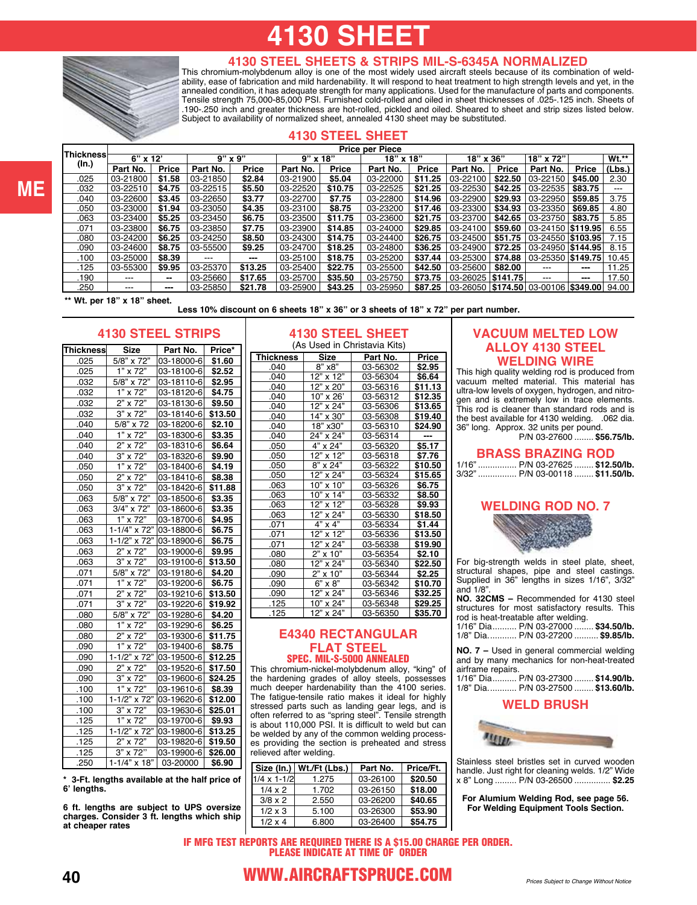# 4130 SHEET

## 4130 STEEL SHEETS & STRIPS MIL-S-6345A NORMALIZED

This chromium-molybdenum alloy is one of the most widely used aircraft steels because of its combination of weldability, ease of fabrication and mild hardenability. It will respond to heat treatment to high strength levels and yet, in the annealed condition, it has adequate strength for many applications. Used for the manufacture of parts and components. Tensile strength 75,000-85,000 PSI. Furnished cold-rolled and oiled in sheet thicknesses of .025-.125 inch. Sheets of .190-.250 inch and greater thickness are hot-rolled, pickled and oiled. Sheared to sheet and strip sizes listed below. Subject to availability of normalized sheet, annealed 4130 sheet may be substituted.

## 4130 STEEL SHEET

| Thickness (In.) | Price per Piece | | | | | | | | | | | | Wt.** |
|---|---|---|---|---|---|---|---|---|---|---|---|---|---|
| | 6" x 12' | | 9" x 9" | | 9" x 18" | | 18" x 18" | | 18" x 36" | | 18" x 72" | | (Lbs.) |
| | Part No. | Price | Part No. | Price | Part No. | Price | Part No. | Price | Part No. | Price | Part No. | Price | |
| .025 | 03-21800 | $1.58 | 03-21850 | $2.84 | 03-21900 | $5.04 | 03-22000 | $11.25 | 03-22100 | $22.50 | 03-22150 | $45.00 | 2.30 |
| .032 | 03-22510 | $4.75 | 03-22515 | $5.50 | 03-22520 | $10.75 | 03-22525 | $21.25 | 03-22530 | $42.25 | 03-22535 | $83.75 | --- |
| .040 | 03-22600 | $3.45 | 03-22650 | $3.77 | 03-22700 | $7.75 | 03-22800 | $14.96 | 03-22900 | $29.93 | 03-22950 | $59.85 | 3.75 |
| .050 | 03-23000 | $1.94 | 03-23050 | $4.35 | 03-23100 | $8.75 | 03-23200 | $17.46 | 03-23300 | $34.93 | 03-23350 | $69.85 | 4.80 |
| .063 | 03-23400 | $5.25 | 03-23450 | $6.75 | 03-23500 | $11.75 | 03-23600 | $21.75 | 03-23700 | $42.65 | 03-23750 | $83.75 | 5.85 |
| .071 | 03-23800 | $6.75 | 03-23850 | $7.75 | 03-23900 | $14.85 | 03-24000 | $29.85 | 03-24100 | $59.60 | 03-24150 | $119.95 | 6.55 |
| .080 | 03-24200 | $6.25 | 03-24250 | $8.50 | 03-24300 | $14.75 | 03-24400 | $26.75 | 03-24500 | $51.75 | 03-24550 | $103.95 | 7.15 |
| .090 | 03-24600 | $8.75 | 03-55500 | $9.25 | 03-24700 | $18.25 | 03-24800 | $36.25 | 03-24900 | $72.25 | 03-24950 | $144.95 | 8.15 |
| .100 | 03-25000 | $8.39 | --- | --- | 03-25100 | $18.75 | 03-25200 | $37.44 | 03-25300 | $74.88 | 03-25350 | $149.75 | 10.45 |
| .125 | 03-55300 | $9.95 | 03-25370 | $13.25 | 03-25400 | $22.75 | 03-25500 | $42.50 | 03-25600 | $82.00 | --- | --- | 11.25 |
| .190 | --- | -- | 03-25660 | $17.65 | 03-25700 | $35.50 | 03-25750 | $73.75 | 03-26025 | $141.75 | --- | --- | 17.50 |
| .250 | --- | --- | 03-25850 | $21.78 | 03-25900 | $43.25 | 03-25950 | $87.25 | 03-26050 | $174.50 | 03-00106 | $349.00 | 94.00 |

** Wt. per 18" x 18" sheet.

**Less 10% discount on 6 sheets 18" x 36" or 3 sheets of 18" x 72" per part number.**

## 4130 STEEL STRIPS

| Thickness | Size | Part No. | Price* |
|---|---|---|---|
| .025 | 5/8" x 72" | 03-18000-6 | $1.60 |
| .025 | 1" x 72" | 03-18100-6 | $2.52 |
| .032 | 5/8" x 72" | 03-18110-6 | $2.95 |
| .032 | 1" x 72" | 03-18120-6 | $4.75 |
| .032 | 2" x 72" | 03-18130-6 | $9.50 |
| .032 | 3" x 72" | 03-18140-6 | $13.50 |
| .040 | 5/8" x 72 | 03-18200-6 | $2.10 |
| .040 | 1" x 72" | 03-18300-6 | $3.35 |
| .040 | 2" x 72" | 03-18310-6 | $6.64 |
| .040 | 3" x 72" | 03-18320-6 | $9.90 |
| .050 | 1" x 72" | 03-18400-6 | $4.19 |
| .050 | 2" x 72" | 03-18410-6 | $8.38 |
| .050 | 3" x 72" | 03-18420-6 | $11.88 |
| .063 | 5/8" x 72" | 03-18500-6 | $3.35 |
| .063 | 3/4" x 72" | 03-18600-6 | $3.35 |
| .063 | 1" x 72" | 03-18700-6 | $4.95 |
| .063 | 1-1/4" x 72" | 03-18800-6 | $6.75 |
| .063 | 1-1/2" x 72" | 03-18900-6 | $6.75 |
| .063 | 2" x 72" | 03-19000-6 | $9.95 |
| .063 | 3" x 72" | 03-19100-6 | $13.50 |
| .071 | 5/8" x 72" | 03-19180-6 | $4.20 |
| .071 | 1" x 72" | 03-19200-6 | $6.75 |
| .071 | 2" x 72" | 03-19210-6 | $13.50 |
| .071 | 3" x 72" | 03-19220-6 | $19.92 |
| .080 | 5/8" x 72" | 03-19280-6 | $4.20 |
| .080 | 1" x 72" | 03-19290-6 | $6.25 |
| .080 | 2" x 72" | 03-19300-6 | $11.75 |
| .090 | 1" x 72" | 03-19400-6 | $8.75 |
| .090 | 1-1/2" x 72" | 03-19500-6 | $12.25 |
| .090 | 2" x 72" | 03-19520-6 | $17.50 |
| .090 | 3" x 72" | 03-19600-6 | $24.25 |
| .100 | 1" x 72" | 03-19610-6 | $8.39 |
| .100 | 1-1/2" x 72" | 03-19620-6 | $12.00 |
| .100 | 3" x 72" | 03-19630-6 | $25.01 |
| .125 | 1" x 72" | 03-19700-6 | $9.93 |
| .125 | 1-1/2" x 72" | 03-19800-6 | $13.25 |
| .125 | 2" x 72" | 03-19820-6 | $19.50 |
| .125 | 3" x 72" | 03-19900-6 | $26.00 |
| .250 | 1-1/4" x 18" | 03-20000 | $6.90 |

**\* 3-Ft. lengths available at the half price of 6' lengths.**

**6 ft. lengths are subject to UPS oversize charges. Consider 3 ft. lengths which ship at cheaper rates**

## 4130 STEEL SHEET

(As Used in Christavia Kits)

| Thickness | Size | Part No. | Price |
|---|---|---|---|
| .040 | 8" x8" | 03-56302 | $2.95 |
| .040 | 12" x 12" | 03-56304 | $6.64 |
| .040 | 12" x 20" | 03-56316 | $11.13 |
| .040 | 10" x 26' | 03-56312 | $12.35 |
| .040 | 12" x 24" | 03-56306 | $13.65 |
| .040 | 14" x 30" | 03-56308 | $19.40 |
| .040 | 18" x30" | 03-56310 | $24.90 |
| .040 | 24" x 24" | 03-56314 | --- |
| .050 | 4" x 24" | 03-56320 | $5.17 |
| .050 | 12" x 12" | 03-56318 | $7.76 |
| .050 | 8" x 24" | 03-56322 | $10.50 |
| .050 | 12" x 24" | 03-56324 | $15.65 |
| .063 | 10" x 10" | 03-56326 | $6.75 |
| .063 | 10" x 14" | 03-56332 | $8.50 |
| .063 | 12" x 12" | 03-56328 | $9.93 |
| .063 | 12" x 24" | 03-56330 | $18.50 |
| .071 | 4" x 4" | 03-56334 | $1.44 |
| .071 | 12" x 12" | 03-56336 | $13.50 |
| .071 | 12" x 24" | 03-56338 | $19.90 |
| .080 | 2" x 10" | 03-56354 | $2.10 |
| .080 | 12" x 24" | 03-56340 | $22.50 |
| .090 | 2" x 10" | 03-56344 | $2.25 |
| .090 | 6" x 8" | 03-56342 | $10.70 |
| .090 | 12" x 24" | 03-56346 | $32.25 |
| .125 | 10" x 24" | 03-56348 | $29.25 |
| .125 | 12" x 24" | 03-56350 | $35.70 |

## E4340 RECTANGULAR FLAT STEEL

### SPEC. MIL-S-5000 ANNEALED

This chromium-nickel-molybdenum alloy, "king" of the hardening grades of alloy steels, possesses much deeper hardenability than the 4100 series. The fatigue-tensile ratio makes it ideal for highly stressed parts such as landing gear legs, and is often referred to as "spring steel". Tensile strength is about 110,000 PSI. It is difficult to weld but can be welded by any of the common welding processes providing the section is preheated and stress relieved after welding.

| Size (In.) | Wt./Ft (Lbs.) | Part No. | Price/Ft. |
|---|---|---|---|
| 1/4 x 1-1/2 | 1.275 | 03-26100 | $20.50 |
| 1/4 x 2 | 1.702 | 03-26150 | $18.00 |
| 3/8 x 2 | 2.550 | 03-26200 | $40.65 |
| 1/2 x 3 | 5.100 | 03-26300 | $53.90 |
| 1/2 x 4 | 6.800 | 03-26400 | $54.75 |

## VACUUM MELTED LOW ALLOY 4130 STEEL WELDING WIRE

This high quality welding rod is produced from vacuum melted material. This material has ultra-low levels of oxygen, hydrogen, and nitrogen and is extremely low in trace elements. This rod is cleaner than standard rods and is the best available for 4130 welding. .062 dia. 36" long. Approx. 32 units per pound.

P/N 03-27600 ........ **$56.75/lb.**

## BRASS BRAZING ROD

1/16" ............... P/N 03-27625 ........ **$12.50/lb.**
3/32" ............... P/N 03-00118 ........ **$11.50/lb.**

## WELDING ROD NO. 7

For big-strength welds in steel plate, sheet, structural shapes, pipe and steel castings. Supplied in 36" lengths in sizes 1/16", 3/32" and 1/8".

**NO. 32CMS –** Recommended for 4130 steel structures for most satisfactory results. This rod is heat-treatable after welding.

1/16" Dia.......... P/N 03-27000 ........ **$34.50/lb.**
1/8" Dia............ P/N 03-27200 .......... **$9.85/lb.**

**NO. 7 –** Used in general commercial welding and by many mechanics for non-heat-treated airframe repairs.

1/16" Dia.......... P/N 03-27300 ........ **$14.90/lb.**
1/8" Dia............ P/N 03-27500 ........ **$13.60/lb.**

## WELD BRUSH

Stainless steel bristles set in curved wooden handle. Just right for cleaning welds. 1/2" Wide x 8" Long ......... P/N 03-26500 ............... **$2.25**

**For Alumium Welding Rod, see page 56. For Welding Equipment Tools Section.**

**IF MFG TEST REPORTS ARE REQUIRED THERE IS A $15.00 CHARGE PER ORDER. PLEASE INDICATE AT TIME OF ORDER**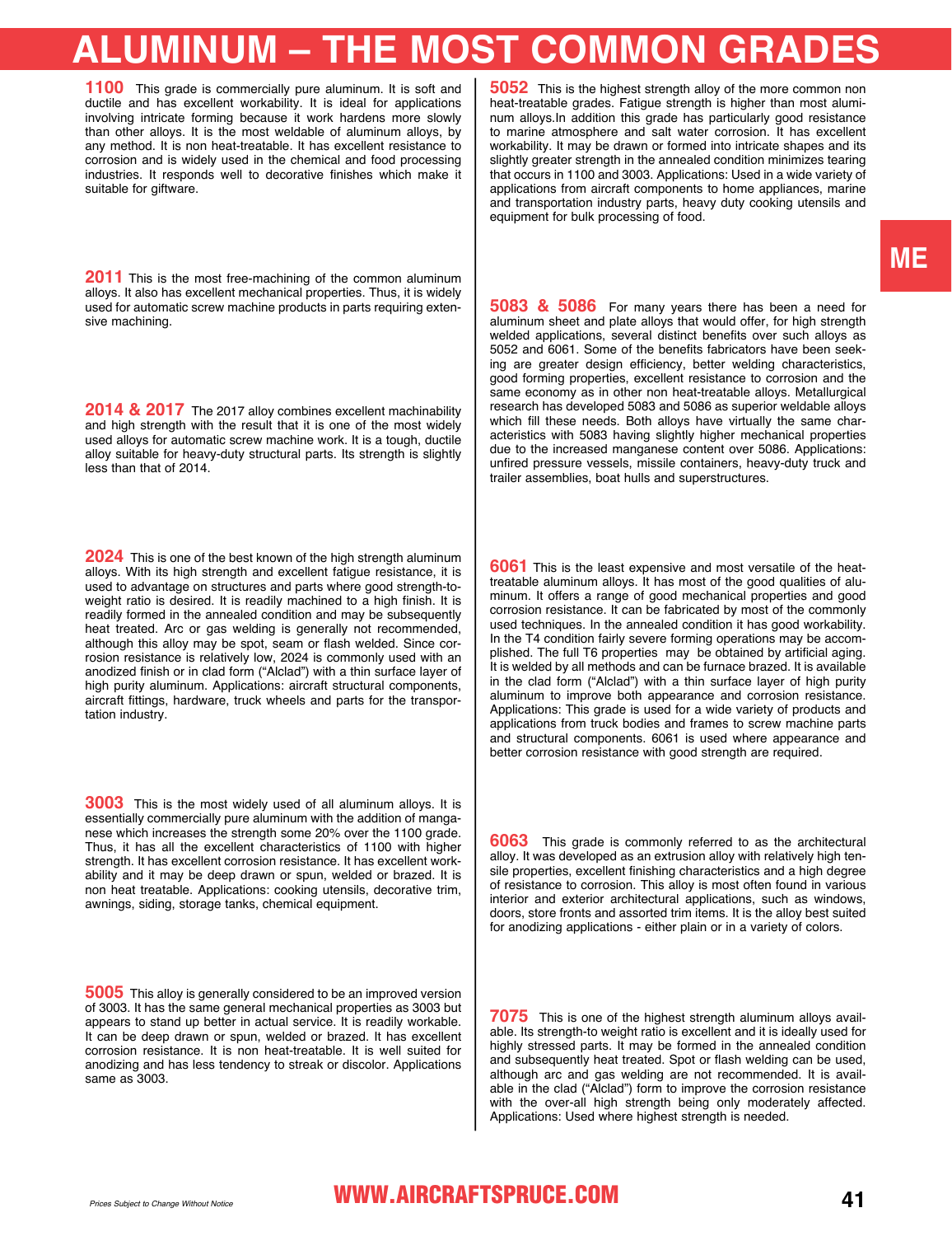# ALUMINUM – THE MOST COMMON GRADES

**1100** This grade is commercially pure aluminum. It is soft and ductile and has excellent workability. It is ideal for applications involving intricate forming because it work hardens more slowly than other alloys. It is the most weldable of aluminum alloys, by any method. It is non heat-treatable. It has excellent resistance to corrosion and is widely used in the chemical and food processing industries. It responds well to decorative finishes which make it suitable for giftware.

**2011** This is the most free-machining of the common aluminum alloys. It also has excellent mechanical properties. Thus, it is widely used for automatic screw machine products in parts requiring extensive machining.

**2014 & 2017** The 2017 alloy combines excellent machinability and high strength with the result that it is one of the most widely used alloys for automatic screw machine work. It is a tough, ductile alloy suitable for heavy-duty structural parts. Its strength is slightly less than that of 2014.

**2024** This is one of the best known of the high strength aluminum alloys. With its high strength and excellent fatigue resistance, it is used to advantage on structures and parts where good strength-to-weight ratio is desired. It is readily machined to a high finish. It is readily formed in the annealed condition and may be subsequently heat treated. Arc or gas welding is generally not recommended, although this alloy may be spot, seam or flash welded. Since corrosion resistance is relatively low, 2024 is commonly used with an anodized finish or in clad form ("Alclad") with a thin surface layer of high purity aluminum. Applications: aircraft structural components, aircraft fittings, hardware, truck wheels and parts for the transportation industry.

**3003** This is the most widely used of all aluminum alloys. It is essentially commercially pure aluminum with the addition of manganese which increases the strength some 20% over the 1100 grade. Thus, it has all the excellent characteristics of 1100 with higher strength. It has excellent corrosion resistance. It has excellent workability and it may be deep drawn or spun, welded or brazed. It is non heat treatable. Applications: cooking utensils, decorative trim, awnings, siding, storage tanks, chemical equipment.

**5005** This alloy is generally considered to be an improved version of 3003. It has the same general mechanical properties as 3003 but appears to stand up better in actual service. It is readily workable. It can be deep drawn or spun, welded or brazed. It has excellent corrosion resistance. It is non heat-treatable. It is well suited for anodizing and has less tendency to streak or discolor. Applications same as 3003.

**5052** This is the highest strength alloy of the more common non heat-treatable grades. Fatigue strength is higher than most aluminum alloys.In addition this grade has particularly good resistance to marine atmosphere and salt water corrosion. It has excellent workability. It may be drawn or formed into intricate shapes and its slightly greater strength in the annealed condition minimizes tearing that occurs in 1100 and 3003. Applications: Used in a wide variety of applications from aircraft components to home appliances, marine and transportation industry parts, heavy duty cooking utensils and equipment for bulk processing of food.

**5083 & 5086** For many years there has been a need for aluminum sheet and plate alloys that would offer, for high strength welded applications, several distinct benefits over such alloys as 5052 and 6061. Some of the benefits fabricators have been seeking are greater design efficiency, better welding characteristics, good forming properties, excellent resistance to corrosion and the same economy as in other non heat-treatable alloys. Metallurgical research has developed 5083 and 5086 as superior weldable alloys which fill these needs. Both alloys have virtually the same characteristics with 5083 having slightly higher mechanical properties due to the increased manganese content over 5086. Applications: unfired pressure vessels, missile containers, heavy-duty truck and trailer assemblies, boat hulls and superstructures.

**6061** This is the least expensive and most versatile of the heat-treatable aluminum alloys. It has most of the good qualities of aluminum. It offers a range of good mechanical properties and good corrosion resistance. It can be fabricated by most of the commonly used techniques. In the annealed condition it has good workability. In the T4 condition fairly severe forming operations may be accomplished. The full T6 properties may be obtained by artificial aging. It is welded by all methods and can be furnace brazed. It is available in the clad form ("Alclad") with a thin surface layer of high purity aluminum to improve both appearance and corrosion resistance. Applications: This grade is used for a wide variety of products and applications from truck bodies and frames to screw machine parts and structural components. 6061 is used where appearance and better corrosion resistance with good strength are required.

**6063** This grade is commonly referred to as the architectural alloy. It was developed as an extrusion alloy with relatively high tensile properties, excellent finishing characteristics and a high degree of resistance to corrosion. This alloy is most often found in various interior and exterior architectural applications, such as windows, doors, store fronts and assorted trim items. It is the alloy best suited for anodizing applications - either plain or in a variety of colors.

**7075** This is one of the highest strength aluminum alloys available. Its strength-to weight ratio is excellent and it is ideally used for highly stressed parts. It may be formed in the annealed condition and subsequently heat treated. Spot or flash welding can be used, although arc and gas welding are not recommended. It is available in the clad ("Alclad") form to improve the corrosion resistance with the over-all high strength being only moderately affected. Applications: Used where highest strength is needed.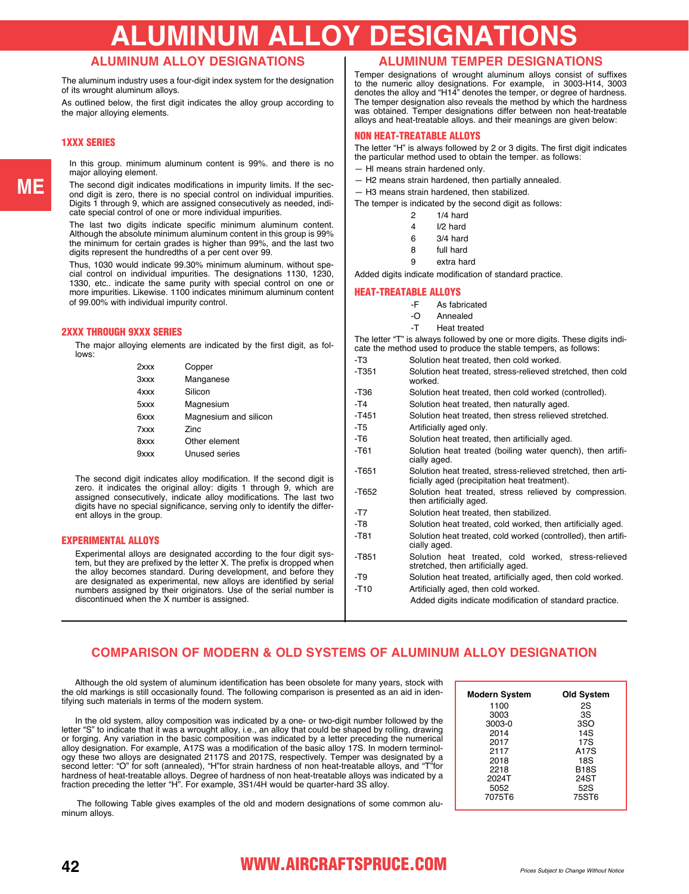# ALUMINUM ALLOY DESIGNATIONS

## ALUMINUM ALLOY DESIGNATIONS

The aluminum industry uses a four-digit index system for the designation of its wrought aluminum alloys.

As outlined below, the first digit indicates the alloy group according to the major alloying elements.

### 1XXX SERIES

In this group. minimum aluminum content is 99%. and there is no major alloying element.

The second digit indicates modifications in impurity limits. If the second digit is zero, there is no special control on individual impurities. Digits 1 through 9, which are assigned consecutively as needed, indicate special control of one or more individual impurities.

The last two digits indicate specific minimum aluminum content. Although the absolute minimum aluminum content in this group is 99% the minimum for certain grades is higher than 99%, and the last two digits represent the hundredths of a per cent over 99.

Thus, 1030 would indicate 99.30% minimum aluminum. without special control on individual impurities. The designations 1130, 1230, 1330, etc.. indicate the same purity with special control on one or more impurities. Likewise. 1100 indicates minimum aluminum content of 99.00% with individual impurity control.

### 2XXX THROUGH 9XXX SERIES

The major alloying elements are indicated by the first digit, as follows:

| | |
|---|---|
| 2xxx | Copper |
| 3xxx | Manganese |
| 4xxx | Silicon |
| 5xxx | Magnesium |
| 6xxx | Magnesium and silicon |
| 7xxx | Zinc |
| 8xxx | Other element |
| 9xxx | Unused series |

The second digit indicates alloy modification. If the second digit is zero. it indicates the original alloy: digits 1 through 9, which are assigned consecutively, indicate alloy modifications. The last two digits have no special significance, serving only to identify the different alloys in the group.

### EXPERIMENTAL ALLOYS

Experimental alloys are designated according to the four digit system, but they are prefixed by the letter X. The prefix is dropped when the alloy becomes standard. During development, and before they are designated as experimental, new alloys are identified by serial numbers assigned by their originators. Use of the serial number is discontinued when the X number is assigned.

## ALUMINUM TEMPER DESIGNATIONS

Temper designations of wrought aluminum alloys consist of suffixes to the numeric alloy designations. For example, in 3003-H14, 3003 denotes the alloy and "H14" denotes the temper, or degree of hardness. The temper designation also reveals the method by which the hardness was obtained. Temper designations differ between non heat-treatable alloys and heat-treatable alloys. and their meanings are given below:

### NON HEAT-TREATABLE ALLOYS

The letter "H" is always followed by 2 or 3 digits. The first digit indicates the particular method used to obtain the temper. as follows:

- Hl means strain hardened only.
- H2 means strain hardened, then partially annealed.
- H3 means strain hardened, then stabilized.

The temper is indicated by the second digit as follows:

| | |
|---|---|
| 2 | 1/4 hard |
| 4 | l/2 hard |
| 6 | 3/4 hard |
| 8 | full hard |
| 9 | extra hard |

Added digits indicate modification of standard practice.

### HEAT-TREATABLE ALLOYS

| | |
|---|---|
| -F | As fabricated |
| -O | Annealed |
| -T | Heat treated |

The letter "T" is always followed by one or more digits. These digits indicate the method used to produce the stable tempers, as follows:

| | |
|---|---|
| -T3 | Solution heat treated, then cold worked. |
| -T351 | Solution heat treated, stress-relieved stretched, then cold worked. |
| -T36 | Solution heat treated, then cold worked (controlled). |
| -T4 | Solution heat treated, then naturally aged. |
| -T451 | Solution heat treated, then stress relieved stretched. |
| -T5 | Artificially aged only. |
| -T6 | Solution heat treated, then artificially aged. |
| -T61 | Solution heat treated (boiling water quench), then artificially aged. |
| -T651 | Solution heat treated, stress-relieved stretched, then artificially aged (precipitation heat treatment). |
| -T652 | Solution heat treated, stress relieved by compression. then artificially aged. |
| -T7 | Solution heat treated, then stabilized. |
| -T8 | Solution heat treated, cold worked, then artificially aged. |
| -T81 | Solution heat treated, cold worked (controlled), then artificially aged. |
| -T851 | Solution heat treated, cold worked, stress-relieved stretched, then artificially aged. |
| -T9 | Solution heat treated, artificially aged, then cold worked. |
| -T10 | Artificially aged, then cold worked. |

Added digits indicate modification of standard practice.

## COMPARISON OF MODERN & OLD SYSTEMS OF ALUMINUM ALLOY DESIGNATION

Although the old system of aluminum identification has been obsolete for many years, stock with the old markings is still occasionally found. The following comparison is presented as an aid in identifying such materials in terms of the modern system.

In the old system, alloy composition was indicated by a one- or two-digit number followed by the letter "S" to indicate that it was a wrought alloy, i.e., an alloy that could be shaped by rolling, drawing or forging. Any variation in the basic composition was indicated by a letter preceding the numerical alloy designation. For example, A17S was a modification of the basic alloy 17S. In modern terminology these two alloys are designated 2117S and 2017S, respectively. Temper was designated by a second letter: "O" for soft (annealed), "H"for strain hardness of non heat-treatable alloys, and "T"for hardness of heat-treatable alloys. Degree of hardness of non heat-treatable alloys was indicated by a fraction preceding the letter "H". For example, 3S1/4H would be quarter-hard 3S alloy.

The following Table gives examples of the old and modern designations of some common aluminum alloys.

| Modern System | Old System |
|---|---|
| 1100 | 2S |
| 3003 | 3S |
| 3003-0 | 3SO |
| 2014 | 14S |
| 2017 | 17S |
| 2117 | A17S |
| 2018 | 18S |
| 2218 | B18S |
| 2024T | 24ST |
| 5052 | 52S |
| 7075T6 | 75ST6 |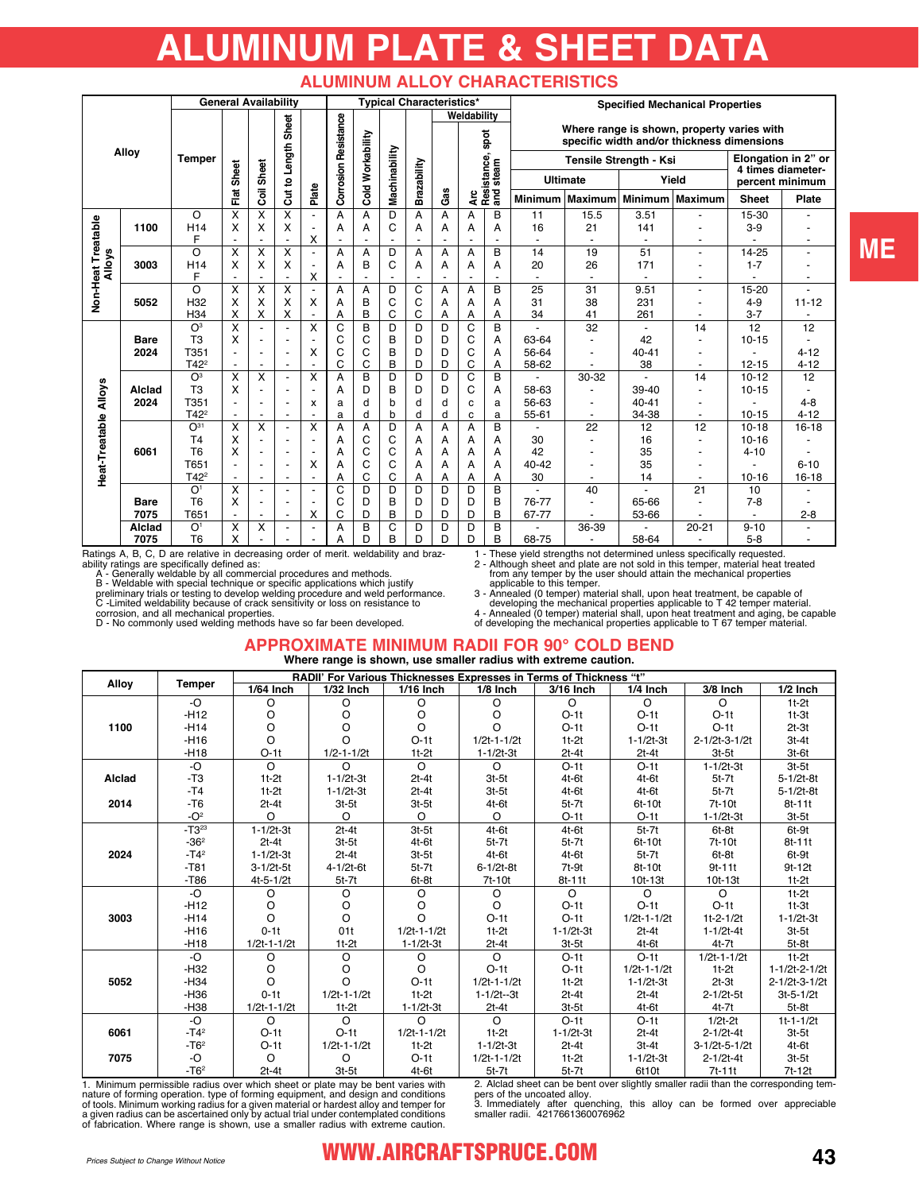# ALUMINUM PLATE & SHEET DATA

## ALUMINUM ALLOY CHARACTERISTICS

| Alloy | | Temper | General Availability | | | | Typical Characteristics* | | | | | | | Specified Mechanical Properties | | | | | |
|---|---|---|---|---|---|---|---|---|---|---|---|---|---|---|---|---|---|---|---|
| | | | | | | | | | | | Weldability | | | Where range is shown, property varies with specific width and/or thickness dimensions | | | | | |
| | | | | | | | | | | | | | | Tensile Strength - Ksi | | | | Elongation in 2" or 4 times diameter-percent minimum | |
| | | | | | | | | | | | | | | Ultimate | | Yield | | | |
| | | | Flat Sheet | Coil Sheet | Cut to Length Sheet | Plate | Corrosion Resistance | Cold Workability | Machinability | Brazability | Gas | Arc | Resistance, spot and steam | Minimum | Maximum | Minimum | Maximum | Sheet | Plate |
| Non-Heat Treatable Alloys | 1100 | O | X | X | X | - | A | A | D | A | A | A | B | 11 | 15.5 | 3.51 | - | 15-30 | - |
| | | H14 | X | X | X | - | A | A | C | A | A | A | A | 16 | 21 | 141 | - | 3-9 | - |
| | | F | - | - | - | X | - | - | - | - | - | - | - | - | - | - | - | - | - |
| | 3003 | O | X | X | X | - | A | A | D | A | A | A | B | 14 | 19 | 51 | - | 14-25 | - |
| | | H14 | X | X | X | - | A | B | C | A | A | A | A | 20 | 26 | 171 | - | 1-7 | - |
| | | F | - | - | - | X | - | - | - | - | - | - | - | - | - | - | - | - | - |
| | 5052 | O | X | X | X | - | A | A | D | C | A | A | B | 25 | 31 | 9.51 | - | 15-20 | - |
| | | H32 | X | X | X | X | A | B | C | C | A | A | A | 31 | 38 | 231 | - | 4-9 | 11-12 |
| | | H34 | X | X | X | - | A | B | C | C | A | A | A | 34 | 41 | 261 | - | 3-7 | - |
| Heat-Treatable Alloys | Bare 2024 | O[3] | X | - | - | X | C | B | D | D | D | C | B | - | 32 | - | 14 | 12 | 12 |
| | | T3 | X | - | - | - | C | C | B | D | D | C | A | 63-64 | - | 42 | - | 10-15 | - |
| | | T351 | - | - | - | X | C | C | B | D | D | C | A | 56-64 | - | 40-41 | - | - | 4-12 |
| | | T42[2] | - | - | - | - | C | C | B | D | D | C | A | 58-62 | - | 38 | - | 12-15 | 4-12 |
| | Alclad 2024 | O[3] | X | X | - | X | A | B | D | D | D | C | B | - | 30-32 | - | 14 | 10-12 | 12 |
| | | T3 | X | - | - | - | A | D | B | D | D | C | A | 58-63 | - | 39-40 | - | 10-15 | - |
| | | T351 | - | - | - | x | a | d | b | d | d | c | a | 56-63 | - | 40-41 | - | - | 4-8 |
| | | T42[2] | - | - | - | - | a | d | b | d | d | c | a | 55-61 | - | 34-38 | - | 10-15 | 4-12 |
| | 6061 | O[31] | X | X | - | X | A | A | D | A | A | A | B | - | 22 | 12 | 12 | 10-18 | 16-18 |
| | | T4 | X | - | - | - | A | C | C | A | A | A | A | 30 | - | 16 | - | 10-16 | - |
| | | T6 | X | - | - | - | A | C | C | A | A | A | A | 42 | - | 35 | - | 4-10 | - |
| | | T651 | - | - | - | X | A | C | C | A | A | A | A | 40-42 | - | 35 | - | - | 6-10 |
| | | T42[2] | - | - | - | - | A | C | C | A | A | A | A | 30 | - | 14 | - | 10-16 | 16-18 |
| | Bare 7075 | O[1] | X | - | - | - | C | D | D | D | D | D | B | - | 40 | - | 21 | 10 | - |
| | | T6 | X | - | - | - | C | D | B | D | D | D | B | 76-77 | - | 65-66 | - | 7-8 | - |
| | | T651 | - | - | - | X | C | D | B | D | D | D | B | 67-77 | - | 53-66 | - | - | 2-8 |
| | Alclad 7075 | O[1] | X | X | - | - | A | B | C | D | D | D | B | - | 36-39 | - | 20-21 | 9-10 | - |
| | | T6 | X | - | - | - | A | D | B | D | D | D | B | 68-75 | - | 58-64 | - | 5-8 | - |

Ratings A, B, C, D are relative in decreasing order of merit. weldability and brazability ratings are specifically defined as:
A - Generally weldable by all commercial procedures and methods.
B - Weldable with special technique or specific applications which justify preliminary trials or testing to develop welding procedure and weld performance.
C -Limited weldability because of crack sensitivity or loss on resistance to corrosion, and all mechanical properties.
D - No commonly used welding methods have so far been developed.

1 - These yield strengths not determined unless specifically requested.
2 - Although sheet and plate are not sold in this temper, material heat treated from any temper by the user should attain the mechanical properties applicable to this temper.
3 - Annealed (0 temper) material shall, upon heat treatment, be capable of developing the mechanical properties applicable to T 42 temper material.
4 - Annealed (0 temper) material shall, upon heat treatment and aging, be capable of developing the mechanical properties applicable to T 67 temper material.

## APPROXIMATE MINIMUM RADII FOR 90° COLD BEND

**Where range is shown, use smaller radius with extreme caution.**

| Alloy | Temper | RADII' For Various Thicknesses Expresses in Terms of Thickness "t" | | | | | | | |
|---|---|---|---|---|---|---|---|---|---|
| | | 1/64 Inch | 1/32 Inch | 1/16 Inch | 1/8 Inch | 3/16 Inch | 1/4 Inch | 3/8 Inch | 1/2 Inch |
| 1100 | -O | O | O | O | O | O | O | O | 1t-2t |
| | -H12 | O | O | O | O | O-1t | O-1t | O-1t | 1t-3t |
| | -H14 | O | O | O | O | O-1t | O-1t | O-1t | 2t-3t |
| | -H16 | O | O | O-1t | 1/2t-1-1/2t | 1t-2t | 1-1/2t-3t | 2-1/2t-3-1/2t | 3t-4t |
| | -H18 | O-1t | 1/2-1-1/2t | 1t-2t | 1-1/2t-3t | 2t-4t | 2t-4t | 3t-5t | 3t-6t |
| Alclad 2014 | -O | O | O | O | O | O-1t | O-1t | 1-1/2t-3t | 3t-5t |
| | -T3 | 1t-2t | 1-1/2t-3t | 2t-4t | 3t-5t | 4t-6t | 4t-6t | 5t-7t | 5-1/2t-8t |
| | -T4 | 1t-2t | 1-1/2t-3t | 2t-4t | 3t-5t | 4t-6t | 4t-6t | 5t-7t | 5-1/2t-8t |
| | -T6 | 2t-4t | 3t-5t | 3t-5t | 4t-6t | 5t-7t | 6t-10t | 7t-10t | 8t-11t |
| | -O[2] | O | O | O | O | O-1t | O-1t | 1-1/2t-3t | 3t-5t |
| 2024 | -T3[23] | 1-1/2t-3t | 2t-4t | 3t-5t | 4t-6t | 4t-6t | 5t-7t | 6t-8t | 6t-9t |
| | -36[2] | 2t-4t | 3t-5t | 4t-6t | 5t-7t | 5t-7t | 6t-10t | 7t-10t | 8t-11t |
| | -T4[2] | 1-1/2t-3t | 2t-4t | 3t-5t | 4t-6t | 4t-6t | 5t-7t | 6t-8t | 6t-9t |
| | -T81 | 3-1/2t-5t | 4-1/2t-6t | 5t-7t | 6-1/2t-8t | 7t-9t | 8t-10t | 9t-11t | 9t-12t |
| | -T86 | 4t-5-1/2t | 5t-7t | 6t-8t | 7t-10t | 8t-11t | 10t-13t | 10t-13t | 11t-2t |
| 3003 | -O | O | O | O | O | O | O | O | 1t-2t |
| | -H12 | O | O | O | O | O-1t | O-1t | O-1t | 1t-3t |
| | -H14 | O | O | O | O-1t | O-1t | 1/2t-1-1/2t | 1t-2-1/2t | 1-1/2t-3t |
| | -H16 | 0-1t | 01t | 1/2t-1-1/2t | 1t-2t | 1-1/2t-3t | 2t-4t | 1-1/2t-4t | 3t-5t |
| | -H18 | 1/2t-1-1/2t | 1t-2t | 1-1/2t-3t | 2t-4t | 3t-5t | 4t-6t | 4t-7t | 5t-8t |
| 5052 | -O | O | O | O | O | O-1t | O-1t | 1/2t-1-1/2t | 1t-2t |
| | -H32 | O | O | O | O-1t | O-1t | 1/2t-1-1/2t | 1t-2t | 1-1/2t-2-1/2t |
| | -H34 | O | O | O-1t | 1/2t-1-1/2t | 1t-2t | 1-1/2t-3t | 2t-3t | 2-1/2t-3-1/2t |
| | -H36 | 0-1t | 1/2t-1-1/2t | 1t-2t | 1-1/2t--3t | 2t-4t | 2t-4t | 2-1/2t-5t | 3t-5-1/2t |
| | -H38 | 1/2t-1-1/2t | 1t-2t | 1-1/2t-3t | 2t-4t | 3t-5t | 4t-6t | 4t-7t | 5t-8t |
| 6061 | -O | O | O | O | O | O-1t | O-1t | 1/2t-2t | 1t-1-1/2t |
| | -T4[2] | O-1t | O-1t | 1/2t-1-1/2t | 1t-2t | 1-1/2t-3t | 2t-4t | 2-1/2t-4t | 3t-5t |
| | -T6[2] | O-1t | 1/2t-1-1/2t | 1t-2t | 1-1/2t-3t | 2t-4t | 3t-4t | 3-1/2t-5-1/2t | 4t-6t |
| 7075 | -O | O | O | O-1t | 1/2t-1-1/2t | 1t-2t | 1-1/2t-3t | 2-1/2t-4t | 3t-5t |
| | -T6[2] | 2t-4t | 3t-5t | 4t-6t | 5t-7t | 5t-7t | 6t10t | 7t-11t | 7t-12t |

1. Minimum permissible radius over which sheet or plate may be bent varies with nature of forming operation. type of forming equipment, and design and conditions of tools. Minimum working radius for a given material or hardest alloy and temper for a given radius can be ascertained only by actual trial under contemplated conditions of fabrication. Where range is shown, use a smaller radius with extreme caution.

2. Alclad sheet can be bent over slightly smaller radii than the corresponding tempers of the uncoated alloy.
3. Immediately after quenching, this alloy can be formed over appreciable smaller radii. 4217661360076962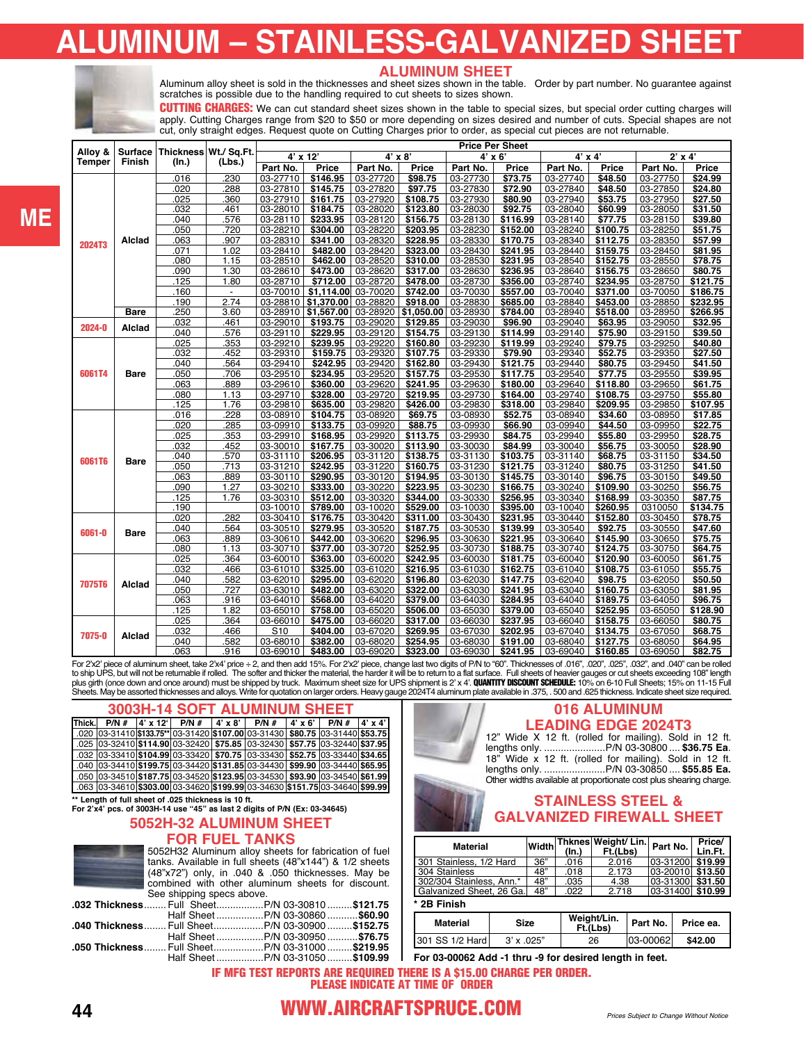# ALUMINUM – STAINLESS-GALVANIZED SHEET

## ALUMINUM SHEET

Aluminum alloy sheet is sold in the thicknesses and sheet sizes shown in the table. Order by part number. No guarantee against scratches is possible due to the handling required to cut sheets to sizes shown.

**CUTTING CHARGES:** We can cut standard sheet sizes shown in the table to special sizes, but special order cutting charges will apply. Cutting Charges range from $20 to $50 or more depending on sizes desired and number of cuts. Special shapes are not cut, only straight edges. Request quote on Cutting Charges prior to order, as special cut pieces are not returnable.

| Alloy & Temper | Surface Finish | Thickness (In.) | Wt./ Sq.Ft. (Lbs.) | Price Per Sheet | | | | | | | | | |
|---|---|---|---|---|---|---|---|---|---|---|---|---|---|
| | | | | 4' x 12' | | 4' x 8' | | 4' x 6' | | 4' x 4' | | 2' x 4' | |
| | | | | Part No. | Price | Part No. | Price | Part No. | Price | Part No. | Price | Part No. | Price |
| 2024T3 | Alclad | .016 | .230 | 03-27710 | $146.95 | 03-27720 | $98.75 | 03-27730 | $73.75 | 03-27740 | $48.50 | 03-27750 | $24.99 |
| | | .020 | .288 | 03-27810 | $145.75 | 03-27820 | $97.75 | 03-27830 | $72.90 | 03-27840 | $48.50 | 03-27850 | $24.80 |
| | | .025 | .360 | 03-27910 | $161.75 | 03-27920 | $108.75 | 03-27930 | $80.90 | 03-27940 | $53.75 | 03-27950 | $27.50 |
| | | .032 | .461 | 03-28010 | $184.75 | 03-28020 | $123.80 | 03-28030 | $92.75 | 03-28040 | $60.99 | 03-28050 | $31.50 |
| | | .040 | .576 | 03-28110 | $233.95 | 03-28120 | $156.75 | 03-28130 | $116.99 | 03-28140 | $77.75 | 03-28150 | $39.80 |
| | | .050 | .720 | 03-28210 | $304.00 | 03-28220 | $203.95 | 03-28230 | $152.00 | 03-28240 | $100.75 | 03-28250 | $51.75 |
| | | .063 | .907 | 03-28310 | $341.00 | 03-28320 | $228.95 | 03-28330 | $170.75 | 03-28340 | $112.75 | 03-28350 | $57.99 |
| | | .071 | 1.02 | 03-28410 | $482.00 | 03-28420 | $323.00 | 03-28430 | $241.95 | 03-28440 | $159.75 | 03-28450 | $81.95 |
| | | .080 | 1.15 | 03-28510 | $462.00 | 03-28520 | $310.00 | 03-28530 | $231.95 | 03-28540 | $152.75 | 03-28550 | $78.75 |
| | | .090 | 1.30 | 03-28610 | $473.00 | 03-28620 | $317.00 | 03-28630 | $236.95 | 03-28640 | $156.75 | 03-28650 | $80.75 |
| | | .125 | 1.80 | 03-28710 | $712.00 | 03-28720 | $478.00 | 03-28730 | $356.00 | 03-28740 | $234.95 | 03-28750 | $121.75 |
| | | .160 | - | 03-70010 | $1,114.00 | 03-70020 | $742.00 | 03-70030 | $557.00 | 03-70040 | $371.00 | 03-70050 | $186.75 |
| | | .190 | 2.74 | 03-28810 | $1,370.00 | 03-28820 | $918.00 | 03-28830 | $685.00 | 03-28840 | $453.00 | 03-28850 | $232.95 |
| | Bare | .250 | 3.60 | 03-28910 | $1,567.00 | 03-28920 | $1,050.00 | 03-28930 | $784.00 | 03-28940 | $518.00 | 03-28950 | $266.95 |
| 2024-0 | Alclad | .032 | .461 | 03-29010 | $193.75 | 03-29020 | $129.85 | 03-29030 | $96.90 | 03-29040 | $63.95 | 03-29050 | $32.95 |
| | | .040 | .576 | 03-29110 | $229.95 | 03-29120 | $154.75 | 03-29130 | $114.99 | 03-29140 | $75.90 | 03-29150 | $39.50 |
| 6061T4 | Bare | .025 | .353 | 03-29210 | $239.95 | 03-29220 | $160.80 | 03-29230 | $119.99 | 03-29240 | $79.75 | 03-29250 | $40.80 |
| | | .032 | .452 | 03-29310 | $159.75 | 03-29320 | $107.75 | 03-29330 | $79.90 | 03-29340 | $52.75 | 03-29350 | $27.50 |
| | | .040 | .564 | 03-29410 | $242.95 | 03-29420 | $162.80 | 03-29430 | $121.75 | 03-29440 | $80.75 | 03-29450 | $41.50 |
| | | .050 | .706 | 03-29510 | $234.95 | 03-29520 | $157.75 | 03-29530 | $117.55 | 03-29540 | $77.75 | 03-29550 | $39.95 |
| | | .063 | .889 | 03-29610 | $360.00 | 03-29620 | $241.95 | 03-29630 | $180.00 | 03-29640 | $118.80 | 03-29650 | $61.75 |
| | | .080 | 1.13 | 03-29710 | $328.00 | 03-29720 | $219.95 | 03-29730 | $164.00 | 03-29740 | $108.75 | 03-29750 | $55.80 |
| | | .125 | 1.76 | 03-29810 | $635.00 | 03-29820 | $426.00 | 03-29830 | $318.00 | 03-29840 | $209.95 | 03-29850 | $107.95 |
| 6061T6 | Bare | .016 | .228 | 03-08910 | $104.75 | 03-08920 | $69.75 | 03-08930 | $52.75 | 03-08940 | $34.60 | 03-08950 | $17.85 |
| | | .020 | .285 | 03-09910 | $133.75 | 03-09920 | $88.75 | 03-09930 | $66.90 | 03-09940 | $44.50 | 03-09950 | $22.75 |
| | | .025 | .353 | 03-29910 | $168.95 | 03-29920 | $113.75 | 03-29930 | $84.75 | 03-29940 | $55.80 | 03-29950 | $28.75 |
| | | .032 | .452 | 03-30010 | $167.75 | 03-30020 | $113.90 | 03-30030 | $84.99 | 03-30040 | $56.75 | 03-30050 | $28.90 |
| | | .040 | .570 | 03-31110 | $206.95 | 03-31120 | $138.75 | 03-31130 | $103.75 | 03-31140 | $68.75 | 03-31150 | $34.50 |
| | | .050 | .713 | 03-31210 | $242.95 | 03-31220 | $160.75 | 03-31230 | $121.75 | 03-31240 | $80.75 | 03-31250 | $41.50 |
| | | .063 | .889 | 03-30110 | $290.95 | 03-30120 | $194.95 | 03-30130 | $145.75 | 03-30140 | $96.75 | 03-30150 | $49.50 |
| | | .090 | 1.27 | 03-30210 | $333.00 | 03-30220 | $223.95 | 03-30230 | $166.75 | 03-30240 | $109.90 | 03-30250 | $56.75 |
| | | .125 | 1.76 | 03-30310 | $512.00 | 03-30320 | $344.00 | 03-30330 | $256.95 | 03-30340 | $168.99 | 03-30350 | $87.75 |
| | | .190 | | 03-10010 | $789.00 | 03-10020 | $529.00 | 03-10030 | $395.00 | 03-10040 | $260.95 | 0310050 | $134.75 |
| 6061-0 | Bare | .020 | .282 | 03-30410 | $176.75 | 03-30420 | $311.00 | 03-30430 | $231.95 | 03-30440 | $152.80 | 03-30450 | $78.75 |
| | | .040 | .564 | 03-30510 | $279.95 | 03-30520 | $187.75 | 03-30530 | $139.99 | 03-30540 | $92.75 | 03-30550 | $47.60 |
| | | .063 | .889 | 03-30610 | $442.00 | 03-30620 | $296.95 | 03-30630 | $221.95 | 03-30640 | $145.90 | 03-30650 | $75.75 |
| | | .080 | 1.13 | 03-30710 | $377.00 | 03-30720 | $252.95 | 03-30730 | $188.75 | 03-30740 | $124.75 | 03-30750 | $64.75 |
| 7075T6 | Alclad | .025 | .364 | 03-60010 | $363.00 | 03-60020 | $242.95 | 03-60030 | $181.75 | 03-60040 | $120.90 | 03-60050 | $61.75 |
| | | .032 | .466 | 03-61010 | $325.00 | 03-61020 | $216.95 | 03-61030 | $162.75 | 03-61040 | $108.75 | 03-61050 | $55.75 |
| | | .040 | .582 | 03-62010 | $295.00 | 03-62020 | $196.80 | 03-62030 | $147.75 | 03-62040 | $98.75 | 03-62050 | $50.50 |
| | | .050 | .727 | 03-63010 | $482.00 | 03-63020 | $322.00 | 03-63030 | $241.95 | 03-63040 | $160.75 | 03-63050 | $81.95 |
| | | .063 | .916 | 03-64010 | $568.00 | 03-64020 | $379.00 | 03-64030 | $284.95 | 03-64040 | $189.75 | 03-64050 | $96.75 |
| | | .125 | 1.82 | 03-65010 | $758.00 | 03-65020 | $506.00 | 03-65030 | $379.00 | 03-65040 | $252.95 | 03-65050 | $128.90 |
| 7075-0 | Alclad | .025 | .364 | 03-66010 | $475.00 | 03-66020 | $317.00 | 03-66030 | $237.95 | 03-66040 | $158.75 | 03-66050 | $80.75 |
| | | .032 | .466 | S10 | $404.00 | 03-67020 | $269.95 | 03-67030 | $202.95 | 03-67040 | $134.75 | 03-67050 | $68.75 |
| | | .040 | .582 | 03-68010 | $382.00 | 03-68020 | $254.95 | 03-68030 | $191.00 | 03-68040 | $127.75 | 03-68050 | $64.95 |
| | | .063 | .916 | 03-69010 | $483.00 | 03-69020 | $323.00 | 03-69030 | $241.95 | 03-69040 | $160.85 | 03-69050 | $82.75 |

For 2'x2' piece of aluminum sheet, take 2'x4' price ÷ 2, and then add 15%. For 2'x2' piece, change last two digits of P/N to "60". Thicknesses of .016", .020", .025", .032", and .040" can be rolled to ship UPS, but will not be returnable if rolled. The softer and thicker the material, the harder it will be to return to a flat surface. Full sheets of heavier gauges or cut sheets exceeding 108" length plus girth (once down and once around) must be shipped by truck. Maximum sheet size for UPS shipment is 2' x 4'. **QUANTITY DISCOUNT SCHEDULE:** 10% on 6-10 Full Sheets; 15% on 11-15 Full Sheets. May be assorted thicknesses and alloys. Write for quotation on larger orders. Heavy gauge 2024T4 aluminum plate available in .375, . 500 and .625 thickness. Indicate sheet size required.

## 3003H-14 SOFT ALUMINUM SHEET

| Thick. | P/N # | 4' x 12' | P/N # | 4' x 8' | P/N # | 4' x 6' | P/N # | 4' x 4' |
|---|---|---|---|---|---|---|---|---|
| .020 | 03-31410 | $133.75** | 03-31420 | $107.00 | 03-31430 | $80.75 | 03-31440 | $53.75 |
| .025 | 03-32410 | $114.90 | 03-32420 | $75.85 | 03-32430 | $57.75 | 03-32440 | $37.95 |
| .032 | 03-33410 | $104.99 | 03-33420 | $70.75 | 03-33430 | $52.75 | 03-33440 | $34.65 |
| .040 | 03-34410 | $199.75 | 03-34420 | $131.85 | 03-34430 | $99.90 | 03-34440 | $65.95 |
| .050 | 03-34510 | $187.75 | 03-34520 | $123.95 | 03-34530 | $93.90 | 03-34540 | $61.99 |
| .063 | 03-34610 | $303.00 | 03-34620 | $199.95 | 03-34630 | $151.75 | 03-34640 | $99.99 |

\*\* Length of full sheet of .025 thickness is 10 ft.
For 2'x4' pcs. of 3003H-14 use "45" as last 2 digits of P/N (Ex: 03-34645)

## 5052H-32 ALUMINUM SHEET FOR FUEL TANKS

5052H32 Aluminum alloy sheets for fabrication of fuel tanks. Available in full sheets (48"x144") & 1/2 sheets (48"x72") only, in .040 & .050 thicknesses. May be combined with other aluminum sheets for discount. See shipping specs above.

**.032 Thickness** ........ Full Sheet................P/N 03-30810 .........**$121.75**
Half Sheet ................P/N 03-30860 ...........**$60.90**

**.040 Thickness** ........ Full Sheet..................P/N 03-30900 .........**$152.75**
Half Sheet ................P/N 03-30950 ...........**$76.75**

**.050 Thickness** ........ Full Sheet..................P/N 03-31000 .........**$219.95**
Half Sheet ................P/N 03-31050 .........**$109.99**

## 016 ALUMINUM LEADING EDGE 2024T3

12" Wide X 12 ft. (rolled for mailing). Sold in 12 ft. lengths only. ......................P/N 03-30800 .... **$36.75 Ea.**
18" Wide x 12 ft. (rolled for mailing). Sold in 12 ft. lengths only. ......................P/N 03-30850 .... **$55.85 Ea.**
Other widths available at proportionate cost plus shearing charge.

## STAINLESS STEEL & GALVANIZED FIREWALL SHEET

| Material | Width | Thknes (In.) | Weight/ Lin. Ft.(Lbs) | Part No. | Price/ Lin.Ft. |
|---|---|---|---|---|---|
| 301 Stainless, 1/2 Hard | 36" | .016 | 2.016 | 03-31200 | $19.99 |
| 304 Stainless | 48" | .018 | 2.173 | 03-20010 | $13.50 |
| 302/304 Stainless, Ann.* | 48" | .035 | 4.38 | 03-31300 | $31.50 |
| Galvanized Sheet, 26 Ga. | 48" | .022 | 2.718 | 03-31400 | $10.99 |

\* 2B Finish

| Material | Size | Weight/Lin. Ft.(Lbs) | Part No. | Price ea. |
|---|---|---|---|---|
| 301 SS 1/2 Hard | 3' x .025" | 26 | 03-00062 | $42.00 |

**For 03-00062 Add -1 thru -9 for desired length in feet.**

**IF MFG TEST REPORTS ARE REQUIRED THERE IS A $15.00 CHARGE PER ORDER. PLEASE INDICATE AT TIME OF ORDER**

**WWW.AIRCRAFTSPRUCE.COM**

*Prices Subject to Change Without Notice*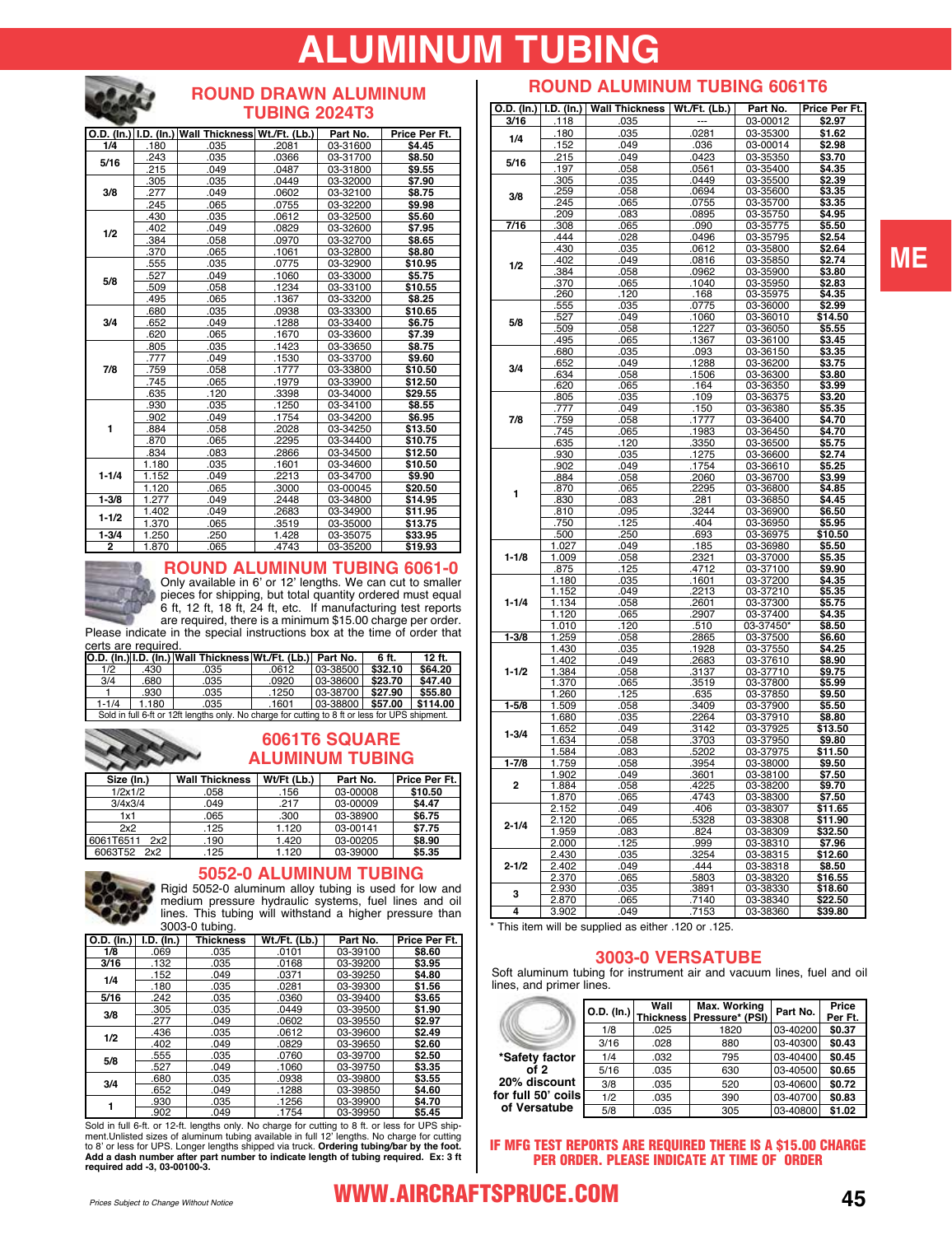# ALUMINUM TUBING

## ROUND DRAWN ALUMINUM TUBING 2024T3

| O.D. (In.) | I.D. (In.) | Wall Thickness | Wt./Ft. (Lb.) | Part No. | Price Per Ft. |
|---|---|---|---|---|---|
| 1/4 | .180 | .035 | .2081 | 03-31600 | **$4.45** |
| 5/16 | .243 | .035 | .0366 | 03-31700 | **$8.50** |
| | .215 | .049 | .0487 | 03-31800 | **$9.55** |
| 3/8 | .305 | .035 | .0449 | 03-32000 | **$7.90** |
| | .277 | .049 | .0602 | 03-32100 | **$8.75** |
| | .245 | .065 | .0755 | 03-32200 | **$9.98** |
| 1/2 | .430 | .035 | .0612 | 03-32500 | **$5.60** |
| | .402 | .049 | .0829 | 03-32600 | **$7.95** |
| | .384 | .058 | .0970 | 03-32700 | **$8.65** |
| | .370 | .065 | .1061 | 03-32800 | **$8.80** |
| 5/8 | .555 | .035 | .0775 | 03-32900 | **$10.95** |
| | .527 | .049 | .1060 | 03-33000 | **$5.75** |
| | .509 | .058 | .1234 | 03-33100 | **$10.55** |
| | .495 | .065 | .1367 | 03-33200 | **$8.25** |
| 3/4 | .680 | .035 | .0938 | 03-33300 | **$10.65** |
| | .652 | .049 | .1288 | 03-33400 | **$6.75** |
| | .620 | .065 | .1670 | 03-33600 | **$7.39** |
| 7/8 | .805 | .035 | .1423 | 03-33650 | **$8.75** |
| | .777 | .049 | .1530 | 03-33700 | **$9.60** |
| | .759 | .058 | .1777 | 03-33800 | **$10.50** |
| | .745 | .065 | .1979 | 03-33900 | **$12.50** |
| | .635 | .120 | .3398 | 03-34000 | **$29.55** |
| 1 | .930 | .035 | .1250 | 03-34100 | **$8.55** |
| | .902 | .049 | .1754 | 03-34200 | **$6.95** |
| | .884 | .058 | .2028 | 03-34250 | **$13.50** |
| | .870 | .065 | .2295 | 03-34400 | **$10.75** |
| | .834 | .083 | .2866 | 03-34500 | **$12.50** |
| 1-1/4 | 1.180 | .035 | .1601 | 03-34600 | **$10.50** |
| | 1.152 | .049 | .2213 | 03-34700 | **$9.90** |
| | 1.120 | .065 | .3000 | 03-00045 | **$20.50** |
| 1-3/8 | 1.277 | .049 | .2448 | 03-34800 | **$14.95** |
| 1-1/2 | 1.402 | .049 | .2683 | 03-34900 | **$11.95** |
| | 1.370 | .065 | .3519 | 03-35000 | **$13.75** |
| 1-3/4 | 1.250 | .250 | 1.428 | 03-35075 | **$33.95** |
| 2 | 1.870 | .065 | .4743 | 03-35200 | **$19.93** |

## ROUND ALUMINUM TUBING 6061-0

Only available in 6' or 12' lengths. We can cut to smaller pieces for shipping, but total quantity ordered must equal 6 ft, 12 ft, 18 ft, 24 ft, etc. If manufacturing test reports are required, there is a minimum $15.00 charge per order. Please indicate in the special instructions box at the time of order that certs are required.

| O.D. (In.) | I.D. (In.) | Wall Thickness | Wt./Ft. (Lb.) | Part No. | 6 ft. | 12 ft. |
|---|---|---|---|---|---|---|
| 1/2 | .430 | .035 | .0612 | 03-38500 | **$32.10** | **$64.20** |
| 3/4 | .680 | .035 | .0920 | 03-38600 | **$23.70** | **$47.40** |
| 1 | .930 | .035 | .1250 | 03-38700 | **$27.90** | **$55.80** |
| 1-1/4 | 1.180 | .035 | .1601 | 03-38800 | **$57.00** | **$114.00** |

Sold in full 6-ft or 12ft lengths only. No charge for cutting to 8 ft or less for UPS shipment.

## 6061T6 SQUARE ALUMINUM TUBING

| Size (In.) | Wall Thickness | Wt/Ft (Lb.) | Part No. | Price Per Ft. |
|---|---|---|---|---|
| 1/2x1/2 | .058 | .156 | 03-00008 | **$10.50** |
| 3/4x3/4 | .049 | .217 | 03-00009 | **$4.47** |
| 1x1 | .065 | .300 | 03-38900 | **$6.75** |
| 2x2 | .125 | 1.120 | 03-00141 | **$7.75** |
| 6061T6511 2x2 | .190 | 1.420 | 03-00205 | **$8.90** |
| 6063T52 2x2 | .125 | 1.120 | 03-39000 | **$5.35** |

## 5052-0 ALUMINUM TUBING

Rigid 5052-0 aluminum alloy tubing is used for low and medium pressure hydraulic systems, fuel lines and oil lines. This tubing will withstand a higher pressure than 3003-0 tubing.

| O.D. (In.) | I.D. (In.) | Thickness | Wt./Ft. (Lb.) | Part No. | Price Per Ft. |
|---|---|---|---|---|---|
| 1/8 | .069 | .035 | .0101 | 03-39100 | **$8.60** |
| 3/16 | .132 | .035 | .0168 | 03-39200 | **$3.95** |
| 1/4 | .152 | .049 | .0371 | 03-39250 | **$4.80** |
| | .180 | .035 | .0281 | 03-39300 | **$1.56** |
| 5/16 | .242 | .035 | .0360 | 03-39400 | **$3.65** |
| 3/8 | .305 | .035 | .0449 | 03-39500 | **$1.90** |
| | .277 | .049 | .0602 | 03-39550 | **$2.97** |
| 1/2 | .436 | .035 | .0612 | 03-39600 | **$2.49** |
| | .402 | .049 | .0829 | 03-39650 | **$2.60** |
| 5/8 | .555 | .035 | .0760 | 03-39700 | **$2.50** |
| | .527 | .049 | .1060 | 03-39750 | **$3.35** |
| 3/4 | .680 | .035 | .0938 | 03-39800 | **$3.55** |
| | .652 | .049 | .1288 | 03-39850 | **$4.60** |
| 1 | .930 | .035 | .1256 | 03-39900 | **$4.70** |
| | .902 | .049 | .1754 | 03-39950 | **$5.45** |

Sold in full 6-ft. or 12-ft. lengths only. No charge for cutting to 8 ft. or less for UPS shipment.Unlisted sizes of aluminum tubing available in full 12' lengths. No charge for cutting to 8' or less for UPS. Longer lengths shipped via truck. **Ordering tubing/bar by the foot. Add a dash number after part number to indicate length of tubing required. Ex: 3 ft required add -3, 03-00100-3.**

## ROUND ALUMINUM TUBING 6061T6

| O.D. (In.) | I.D. (In.) | Wall Thickness | Wt./Ft. (Lb.) | Part No. | Price Per Ft. |
|---|---|---|---|---|---|
| 3/16 | .118 | .035 | --- | 03-00012 | **$2.97** |
| 1/4 | .180 | .035 | .0281 | 03-35300 | **$1.62** |
| | .152 | .049 | .036 | 03-00014 | **$2.98** |
| 5/16 | .215 | .049 | .0423 | 03-35350 | **$3.70** |
| | .197 | .058 | .0561 | 03-35400 | **$4.35** |
| 3/8 | .305 | .035 | .0449 | 03-35500 | **$2.39** |
| | .259 | .058 | .0694 | 03-35600 | **$3.35** |
| | .245 | .065 | .0755 | 03-35700 | **$3.35** |
| | .209 | .083 | .0895 | 03-35750 | **$4.95** |
| 7/16 | .308 | .065 | .090 | 03-35775 | **$5.50** |
| 1/2 | .444 | .028 | .0496 | 03-35795 | **$2.54** |
| | .430 | .035 | .0612 | 03-35800 | **$2.64** |
| | .402 | .049 | .0816 | 03-35850 | **$2.74** |
| | .384 | .058 | .0962 | 03-35900 | **$3.80** |
| | .370 | .065 | .1040 | 03-35950 | **$2.83** |
| | .260 | .120 | .168 | 03-35975 | **$4.35** |
| 5/8 | .555 | .035 | .0775 | 03-36000 | **$2.99** |
| | .527 | .049 | .1060 | 03-36010 | **$14.50** |
| | .509 | .058 | .1227 | 03-36050 | **$5.55** |
| | .495 | .065 | .1367 | 03-36100 | **$3.45** |
| 3/4 | .680 | .035 | .093 | 03-36150 | **$3.35** |
| | .652 | .049 | .1288 | 03-36200 | **$3.75** |
| | .634 | .058 | .1506 | 03-36300 | **$3.80** |
| | .620 | .065 | .164 | 03-36350 | **$3.99** |
| 7/8 | .805 | .035 | .109 | 03-36375 | **$3.20** |
| | .777 | .049 | .150 | 03-36380 | **$5.35** |
| | .759 | .058 | .1777 | 03-36400 | **$4.70** |
| | .745 | .065 | .1983 | 03-36450 | **$4.70** |
| | .635 | .120 | .3350 | 03-36500 | **$5.75** |
| 1 | .930 | .035 | .1275 | 03-36600 | **$2.74** |
| | .902 | .049 | .1754 | 03-36610 | **$5.25** |
| | .884 | .058 | .2060 | 03-36700 | **$3.99** |
| | .870 | .065 | .2295 | 03-36800 | **$4.85** |
| | .830 | .083 | .281 | 03-36850 | **$4.45** |
| | .810 | .095 | .3244 | 03-36900 | **$6.50** |
| | .750 | .125 | .404 | 03-36950 | **$5.95** |
| | .500 | .250 | .693 | 03-36975 | **$10.50** |
| 1-1/8 | 1.027 | .049 | .185 | 03-36980 | **$5.50** |
| | 1.009 | .058 | .2321 | 03-37000 | **$5.35** |
| | .875 | .125 | .4712 | 03-37100 | **$9.90** |
| 1-1/4 | 1.180 | .035 | .1601 | 03-37200 | **$4.35** |
| | 1.152 | .049 | .2213 | 03-37210 | **$5.35** |
| | 1.134 | .058 | .2601 | 03-37300 | **$5.75** |
| | 1.120 | .065 | .2907 | 03-37400 | **$4.35** |
| | 1.010 | .120 | .510 | 03-37450* | **$8.50** |
| 1-3/8 | 1.259 | .058 | .2865 | 03-37500 | **$6.60** |
| 1-1/2 | 1.430 | .035 | .1928 | 03-37550 | **$4.25** |
| | 1.402 | .049 | .2683 | 03-37610 | **$8.90** |
| | 1.384 | .058 | .3137 | 03-37710 | **$9.75** |
| | 1.370 | .065 | .3519 | 03-37800 | **$5.99** |
| | 1.260 | .125 | .635 | 03-37850 | **$9.50** |
| 1-5/8 | 1.509 | .058 | .3409 | 03-37900 | **$5.50** |
| 1-3/4 | 1.680 | .035 | .2264 | 03-37910 | **$8.80** |
| | 1.652 | .049 | .3142 | 03-37925 | **$13.50** |
| | 1.634 | .058 | .3703 | 03-37950 | **$9.80** |
| | 1.584 | .083 | .5202 | 03-37975 | **$11.50** |
| 1-7/8 | 1.759 | .058 | .3954 | 03-38000 | **$9.50** |
| 2 | 1.902 | .049 | .3601 | 03-38100 | **$7.50** |
| | 1.884 | .058 | .4225 | 03-38200 | **$9.70** |
| | 1.870 | .065 | .4743 | 03-38300 | **$7.50** |
| 2-1/4 | 2.152 | .049 | .406 | 03-38307 | **$11.65** |
| | 2.120 | .065 | .5328 | 03-38308 | **$11.90** |
| | 1.959 | .083 | .824 | 03-38309 | **$32.50** |
| | 2.000 | .125 | .999 | 03-38310 | **$7.96** |
| 2-1/2 | 2.430 | .035 | .3254 | 03-38315 | **$12.60** |
| | 2.402 | .049 | .444 | 03-38318 | **$8.50** |
| | 2.370 | .065 | .5803 | 03-38320 | **$16.55** |
| 3 | 2.930 | .035 | .3891 | 03-38330 | **$18.60** |
| | 2.870 | .065 | .7140 | 03-38340 | **$22.50** |
| 4 | 3.902 | .049 | .7153 | 03-38360 | **$39.80** |

* This item will be supplied as either .120 or .125.

## 3003-0 VERSATUBE

Soft aluminum tubing for instrument air and vacuum lines, fuel and oil lines, and primer lines.

| O.D. (In.) | Wall Thickness | Max. Working Pressure* (PSI) | Part No. | Price Per Ft. |
|---|---|---|---|---|
| 1/8 | .025 | 1820 | 03-40200 | **$0.37** |
| 3/16 | .028 | 880 | 03-40300 | **$0.43** |
| 1/4 | .032 | 795 | 03-40400 | **$0.45** |
| 5/16 | .035 | 630 | 03-40500 | **$0.65** |
| 3/8 | .035 | 520 | 03-40600 | **$0.72** |
| 1/2 | .035 | 390 | 03-40700 | **$0.83** |
| 5/8 | .035 | 305 | 03-40800 | **$1.02** |

**\*Safety factor of 2**
**20% discount for full 50' coils of Versatube**

**IF MFG TEST REPORTS ARE REQUIRED THERE IS A $15.00 CHARGE PER ORDER. PLEASE INDICATE AT TIME OF ORDER**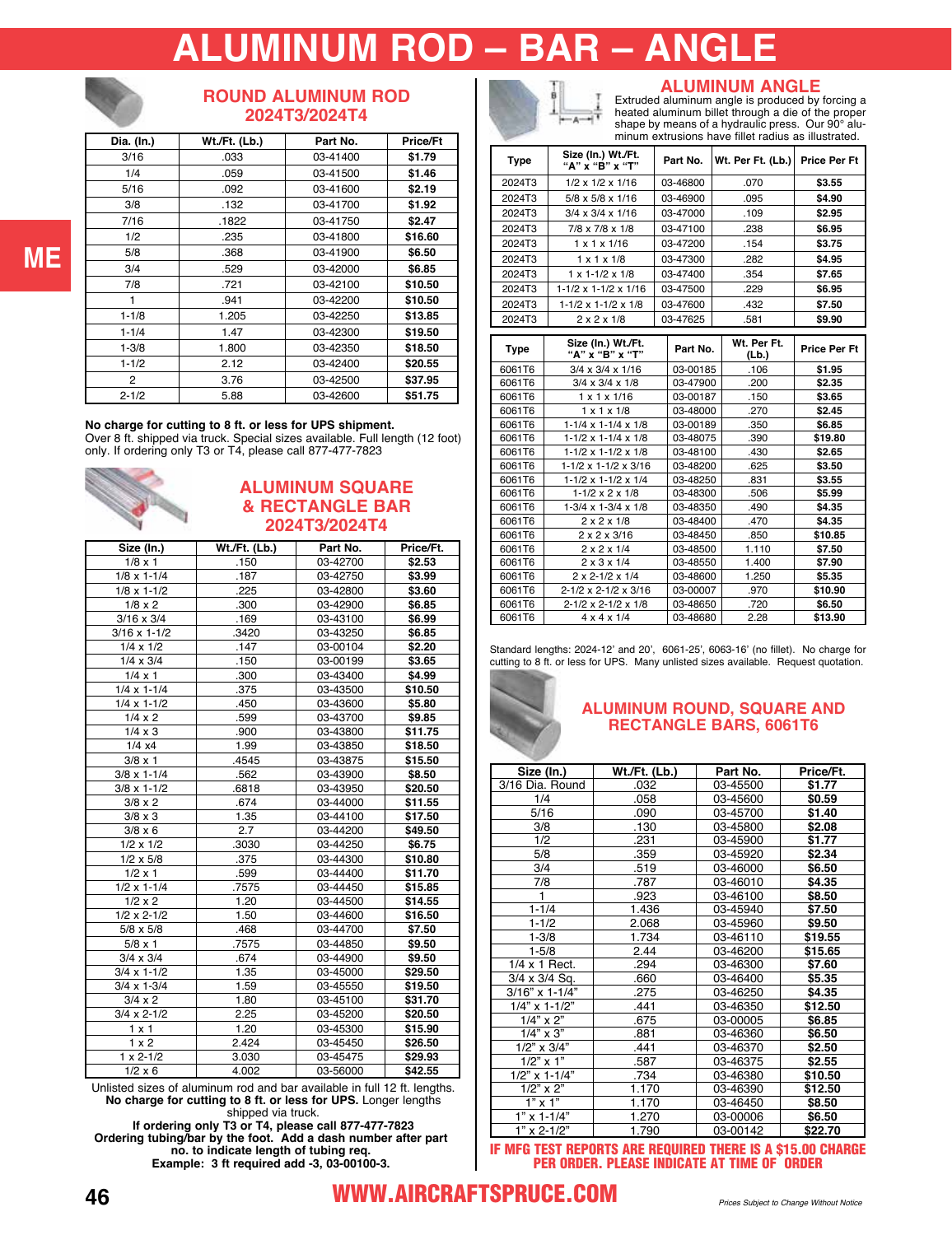# ALUMINUM ROD – BAR – ANGLE

## ROUND ALUMINUM ROD 2024T3/2024T4

| Dia. (In.) | Wt./Ft. (Lb.) | Part No. | Price/Ft |
|---|---|---|---|
| 3/16 | .033 | 03-41400 | **$1.79** |
| 1/4 | .059 | 03-41500 | **$1.46** |
| 5/16 | .092 | 03-41600 | **$2.19** |
| 3/8 | .132 | 03-41700 | **$1.92** |
| 7/16 | .1822 | 03-41750 | **$2.47** |
| 1/2 | .235 | 03-41800 | **$16.60** |
| 5/8 | .368 | 03-41900 | **$6.50** |
| 3/4 | .529 | 03-42000 | **$6.85** |
| 7/8 | .721 | 03-42100 | **$10.50** |
| 1 | .941 | 03-42200 | **$10.50** |
| 1-1/8 | 1.205 | 03-42250 | **$13.85** |
| 1-1/4 | 1.47 | 03-42300 | **$19.50** |
| 1-3/8 | 1.800 | 03-42350 | **$18.50** |
| 1-1/2 | 2.12 | 03-42400 | **$20.55** |
| 2 | 3.76 | 03-42500 | **$37.95** |
| 2-1/2 | 5.88 | 03-42600 | **$51.75** |

**No charge for cutting to 8 ft. or less for UPS shipment.** Over 8 ft. shipped via truck. Special sizes available. Full length (12 foot) only. If ordering only T3 or T4, please call 877-477-7823

## ALUMINUM SQUARE & RECTANGLE BAR 2024T3/2024T4

| Size (In.) | Wt./Ft. (Lb.) | Part No. | Price/Ft. |
|---|---|---|---|
| 1/8 x 1 | .150 | 03-42700 | **$2.53** |
| 1/8 x 1-1/4 | .187 | 03-42750 | **$3.99** |
| 1/8 x 1-1/2 | .225 | 03-42800 | **$3.60** |
| 1/8 x 2 | .300 | 03-42900 | **$6.85** |
| 3/16 x 3/4 | .169 | 03-43100 | **$6.99** |
| 3/16 x 1-1/2 | .3420 | 03-43250 | **$6.85** |
| 1/4 x 1/2 | .147 | 03-00104 | **$2.20** |
| 1/4 x 3/4 | .150 | 03-00199 | **$3.65** |
| 1/4 x 1 | .300 | 03-43400 | **$4.99** |
| 1/4 x 1-1/4 | .375 | 03-43500 | **$10.50** |
| 1/4 x 1-1/2 | .450 | 03-43600 | **$5.80** |
| 1/4 x 2 | .599 | 03-43700 | **$9.85** |
| 1/4 x 3 | .900 | 03-43800 | **$11.75** |
| 1/4 x4 | 1.99 | 03-43850 | **$18.50** |
| 3/8 x 1 | .4545 | 03-43875 | **$15.50** |
| 3/8 x 1-1/4 | .562 | 03-43900 | **$8.50** |
| 3/8 x 1-1/2 | .6818 | 03-43950 | **$20.50** |
| 3/8 x 2 | .674 | 03-44000 | **$11.55** |
| 3/8 x 3 | 1.35 | 03-44100 | **$17.50** |
| 3/8 x 6 | 2.7 | 03-44200 | **$49.50** |
| 1/2 x 1/2 | .3030 | 03-44250 | **$6.75** |
| 1/2 x 5/8 | .375 | 03-44300 | **$10.80** |
| 1/2 x 1 | .599 | 03-44400 | **$11.70** |
| 1/2 x 1-1/4 | .7575 | 03-44450 | **$15.85** |
| 1/2 x 2 | 1.20 | 03-44500 | **$14.55** |
| 1/2 x 2-1/2 | 1.50 | 03-44600 | **$16.50** |
| 5/8 x 5/8 | .468 | 03-44700 | **$7.50** |
| 5/8 x 1 | .7575 | 03-44850 | **$9.50** |
| 3/4 x 3/4 | .674 | 03-44900 | **$9.50** |
| 3/4 x 1-1/2 | 1.35 | 03-45000 | **$29.50** |
| 3/4 x 1-3/4 | 1.59 | 03-45550 | **$19.50** |
| 3/4 x 2 | 1.80 | 03-45100 | **$31.70** |
| 3/4 x 2-1/2 | 2.25 | 03-45200 | **$20.50** |
| 1 x 1 | 1.20 | 03-45300 | **$15.90** |
| 1 x 2 | 2.424 | 03-45450 | **$26.50** |
| 1 x 2-1/2 | 3.030 | 03-45475 | **$29.93** |
| 1/2 x 6 | 4.002 | 03-56000 | **$42.55** |

Unlisted sizes of aluminum rod and bar available in full 12 ft. lengths.
**No charge for cutting to 8 ft. or less for UPS.** Longer lengths shipped via truck.
**If ordering only T3 or T4, please call 877-477-7823**
**Ordering tubing/bar by the foot. Add a dash number after part no. to indicate length of tubing req.**
**Example: 3 ft required add -3, 03-00100-3.**

## ALUMINUM ANGLE

Extruded aluminum angle is produced by forcing a heated aluminum billet through a die of the proper shape by means of a hydraulic press. Our 90° aluminum extrusions have fillet radius as illustrated.

| Type | Size (In.) Wt./Ft. "A" x "B" x "T" | Part No. | Wt. Per Ft. (Lb.) | Price Per Ft |
|---|---|---|---|---|
| 2024T3 | 1/2 x 1/2 x 1/16 | 03-46800 | .070 | **$3.55** |
| 2024T3 | 5/8 x 5/8 x 1/16 | 03-46900 | .095 | **$4.90** |
| 2024T3 | 3/4 x 3/4 x 1/16 | 03-47000 | .109 | **$2.95** |
| 2024T3 | 7/8 x 7/8 x 1/8 | 03-47100 | .238 | **$6.95** |
| 2024T3 | 1 x 1 x 1/16 | 03-47200 | .154 | **$3.75** |
| 2024T3 | 1 x 1 x 1/8 | 03-47300 | .282 | **$4.95** |
| 2024T3 | 1 x 1-1/2 x 1/8 | 03-47400 | .354 | **$7.65** |
| 2024T3 | 1-1/2 x 1-1/2 x 1/16 | 03-47500 | .229 | **$6.95** |
| 2024T3 | 1-1/2 x 1-1/2 x 1/8 | 03-47600 | .432 | **$7.50** |
| 2024T3 | 2 x 2 x 1/8 | 03-47625 | .581 | **$9.90** |

| Type | Size (In.) Wt./Ft. "A" x "B" x "T" | Part No. | Wt. Per Ft. (Lb.) | Price Per Ft |
|---|---|---|---|---|
| 6061T6 | 3/4 x 3/4 x 1/16 | 03-00185 | .106 | **$1.95** |
| 6061T6 | 3/4 x 3/4 x 1/8 | 03-47900 | .200 | **$2.35** |
| 6061T6 | 1 x 1 x 1/16 | 03-00187 | .150 | **$3.65** |
| 6061T6 | 1 x 1 x 1/8 | 03-48000 | .270 | **$2.45** |
| 6061T6 | 1-1/4 x 1-1/4 x 1/8 | 03-00189 | .350 | **$6.85** |
| 6061T6 | 1-1/2 x 1-1/4 x 1/8 | 03-48075 | .390 | **$19.80** |
| 6061T6 | 1-1/2 x 1-1/2 x 1/8 | 03-48100 | .430 | **$2.65** |
| 6061T6 | 1-1/2 x 1-1/2 x 3/16 | 03-48200 | .625 | **$3.50** |
| 6061T6 | 1-1/2 x 1-1/2 x 1/4 | 03-48250 | .831 | **$3.55** |
| 6061T6 | 1-1/2 x 2 x 1/8 | 03-48300 | .506 | **$5.99** |
| 6061T6 | 1-3/4 x 1-3/4 x 1/8 | 03-48350 | .490 | **$4.35** |
| 6061T6 | 2 x 2 x 1/8 | 03-48400 | .470 | **$4.35** |
| 6061T6 | 2 x 2 x 3/16 | 03-48450 | .850 | **$10.85** |
| 6061T6 | 2 x 2 x 1/4 | 03-48500 | 1.110 | **$7.50** |
| 6061T6 | 2 x 3 x 1/4 | 03-48550 | 1.400 | **$7.90** |
| 6061T6 | 2 x 2-1/2 x 1/4 | 03-48600 | 1.250 | **$5.35** |
| 6061T6 | 2-1/2 x 2-1/2 x 3/16 | 03-00007 | .970 | **$10.90** |
| 6061T6 | 2-1/2 x 2-1/2 x 1/8 | 03-48650 | .720 | **$6.50** |
| 6061T6 | 4 x 4 x 1/4 | 03-48680 | 2.28 | **$13.90** |

Standard lengths: 2024-12' and 20', 6061-25', 6063-16' (no fillet). No charge for cutting to 8 ft. or less for UPS. Many unlisted sizes available. Request quotation.

## ALUMINUM ROUND, SQUARE AND RECTANGLE BARS, 6061T6

| Size (In.) | Wt./Ft. (Lb.) | Part No. | Price/Ft. |
|---|---|---|---|
| 3/16 Dia. Round | .032 | 03-45500 | **$1.77** |
| 1/4 | .058 | 03-45600 | **$0.59** |
| 5/16 | .090 | 03-45700 | **$1.40** |
| 3/8 | .130 | 03-45800 | **$2.08** |
| 1/2 | .231 | 03-45900 | **$1.77** |
| 5/8 | .359 | 03-45920 | **$2.34** |
| 3/4 | .519 | 03-46000 | **$6.50** |
| 7/8 | .787 | 03-46010 | **$4.35** |
| 1 | .923 | 03-46100 | **$8.50** |
| 1-1/4 | 1.436 | 03-45940 | **$7.50** |
| 1-1/2 | 2.068 | 03-45960 | **$9.50** |
| 1-3/8 | 1.734 | 03-46110 | **$19.55** |
| 1-5/8 | 2.44 | 03-46200 | **$15.65** |
| 1/4 x 1 Rect. | .294 | 03-46300 | **$7.60** |
| 3/4 x 3/4 Sq. | .660 | 03-46400 | **$5.35** |
| 3/16" x 1-1/4" | .275 | 03-46250 | **$4.35** |
| 1/4" x 1-1/2" | .441 | 03-46350 | **$12.50** |
| 1/4" x 2" | .675 | 03-00005 | **$6.85** |
| 1/4" x 3" | .881 | 03-46360 | **$6.50** |
| 1/2" x 3/4" | .441 | 03-46370 | **$2.50** |
| 1/2" x 1" | .587 | 03-46375 | **$2.55** |
| 1/2" x 1-1/4" | .734 | 03-46380 | **$10.50** |
| 1/2" x 2" | 1.170 | 03-46390 | **$12.50** |
| 1" x 1" | 1.170 | 03-46450 | **$8.50** |
| 1" x 1-1/4" | 1.270 | 03-00006 | **$6.50** |
| 1" x 2-1/2" | 1.790 | 03-00142 | **$22.70** |

**IF MFG TEST REPORTS ARE REQUIRED THERE IS A $15.00 CHARGE PER ORDER. PLEASE INDICATE AT TIME OF ORDER**

**WWW.AIRCRAFTSPRUCE.COM**

*Prices Subject to Change Without Notice*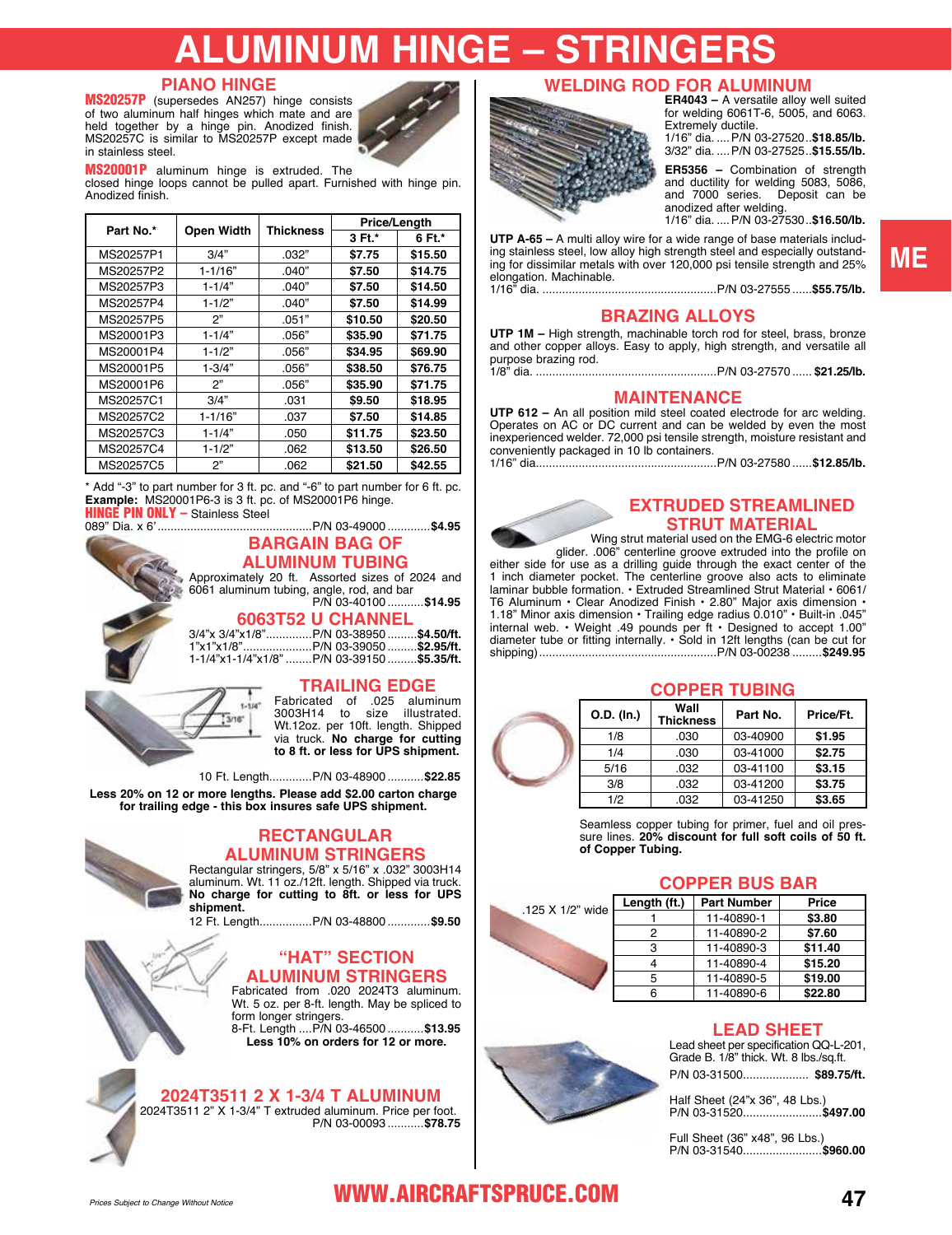# ALUMINUM HINGE – STRINGERS

## PIANO HINGE

**MS20257P** (supersedes AN257) hinge consists of two aluminum half hinges which mate and are held together by a hinge pin. Anodized finish. MS20257C is similar to MS20257P except made in stainless steel.

**MS20001P** aluminum hinge is extruded. The closed hinge loops cannot be pulled apart. Furnished with hinge pin. Anodized finish.

| Part No.* | Open Width | Thickness | Price/Length | |
|---|---|---|---|---|
| | | | 3 Ft.* | 6 Ft.* |
| MS20257P1 | 3/4" | .032" | $7.75 | $15.50 |
| MS20257P2 | 1-1/16" | .040" | $7.50 | $14.75 |
| MS20257P3 | 1-1/4" | .040" | $7.50 | $14.50 |
| MS20257P4 | 1-1/2" | .040" | $7.50 | $14.99 |
| MS20257P5 | 2" | .051" | $10.50 | $20.50 |
| MS20001P3 | 1-1/4" | .056" | $35.90 | $71.75 |
| MS20001P4 | 1-1/2" | .056" | $34.95 | $69.90 |
| MS20001P5 | 1-3/4" | .056" | $38.50 | $76.75 |
| MS20001P6 | 2" | .056" | $35.90 | $71.75 |
| MS20257C1 | 3/4" | .031 | $9.50 | $18.95 |
| MS20257C2 | 1-1/16" | .037 | $7.50 | $14.85 |
| MS20257C3 | 1-1/4" | .050 | $11.75 | $23.50 |
| MS20257C4 | 1-1/2" | .062 | $13.50 | $26.50 |
| MS20257C5 | 2" | .062 | $21.50 | $42.55 |

\* Add "-3" to part number for 3 ft. pc. and "-6" to part number for 6 ft. pc.
**Example:** MS20001P6-3 is 3 ft. pc. of MS20001P6 hinge.

**HINGE PIN ONLY –** Stainless Steel
089" Dia. x 6'.............................................P/N 03-49000 .............**$4.95**

## BARGAIN BAG OF ALUMINUM TUBING

Approximately 20 ft. Assorted sizes of 2024 and 6061 aluminum tubing, angle, rod, and bar
P/N 03-40100 ...........**$14.95**

## 6063T52 U CHANNEL

3/4"x 3/4"x1/8"..............P/N 03-38950 .........**$4.50/ft.**
1"x1"x1/8"......................P/N 03-39050 .........**$2.95/ft.**
1-1/4"x1-1/4"x1/8" ........P/N 03-39150 .........**$5.35/ft.**

## TRAILING EDGE

Fabricated of .025 aluminum 3003H14 to size illustrated. Wt.12oz. per 10ft. length. Shipped via truck. **No charge for cutting to 8 ft. or less for UPS shipment.**

10 Ft. Length.............P/N 03-48900 ...........**$22.85**

**Less 20% on 12 or more lengths. Please add $2.00 carton charge for trailing edge - this box insures safe UPS shipment.**

## RECTANGULAR ALUMINUM STRINGERS

Rectangular stringers, 5/8" x 5/16" x .032" 3003H14 aluminum. Wt. 11 oz./12ft. length. Shipped via truck. **No charge for cutting to 8ft. or less for UPS shipment.**
12 Ft. Length................P/N 03-48800 .............**$9.50**

## "HAT" SECTION ALUMINUM STRINGERS

Fabricated from .020 2024T3 aluminum. Wt. 5 oz. per 8-ft. length. May be spliced to form longer stringers.
8-Ft. Length ....P/N 03-46500 ...........**$13.95**
**Less 10% on orders for 12 or more.**

## 2024T3511 2 X 1-3/4 T ALUMINUM

2024T3511 2" X 1-3/4" T extruded aluminum. Price per foot.
P/N 03-00093 ...........**$78.75**

## WELDING ROD FOR ALUMINUM

**ER4043 –** A versatile alloy well suited for welding 6061T-6, 5005, and 6063. Extremely ductile.
1/16" dia. .....P/N 03-27520..**$18.85/lb.**
3/32" dia. .....P/N 03-27525..**$15.55/lb.**

**ER5356 –** Combination of strength and ductility for welding 5083, 5086, and 7000 series. Deposit can be anodized after welding.
1/16" dia. .....P/N 03-27530..**$16.50/lb.**

**UTP A-65 –** A multi alloy wire for a wide range of base materials including stainless steel, low alloy high strength steel and especially outstanding for dissimilar metals with over 120,000 psi tensile strength and 25% elongation. Machinable.
1/16" dia. ......................................................P/N 03-27555 ......**$55.75/lb.**

## BRAZING ALLOYS

**UTP 1M –** High strength, machinable torch rod for steel, brass, bronze and other copper alloys. Easy to apply, high strength, and versatile all purpose brazing rod.
1/8" dia. ........................................................P/N 03-27570 ...... **$21.25/lb.**

## MAINTENANCE

**UTP 612 –** An all position mild steel coated electrode for arc welding. Operates on AC or DC current and can be welded by even the most inexperienced welder. 72,000 psi tensile strength, moisture resistant and conveniently packaged in 10 lb containers.
1/16" dia........................................................P/N 03-27580 ......**$12.85/lb.**

## EXTRUDED STREAMLINED STRUT MATERIAL

Wing strut material used on the EMG-6 electric motor glider. .006" centerline groove extruded into the profile on either side for use as a drilling guide through the exact center of the 1 inch diameter pocket. The centerline groove also acts to eliminate laminar bubble formation. • Extruded Streamlined Strut Material • 6061/T6 Aluminum • Clear Anodized Finish • 2.80" Major axis dimension • 1.18" Minor axis dimension • Trailing edge radius 0.010" • Built-in .045" internal web. • Weight .49 pounds per ft • Designed to accept 1.00" diameter tube or fitting internally. • Sold in 12ft lengths (can be cut for shipping).......................................................P/N 03-00238 .........**$249.95**

## COPPER TUBING

| O.D. (In.) | Wall Thickness | Part No. | Price/Ft. |
|---|---|---|---|
| 1/8 | .030 | 03-40900 | $1.95 |
| 1/4 | .030 | 03-41000 | $2.75 |
| 5/16 | .032 | 03-41100 | $3.15 |
| 3/8 | .032 | 03-41200 | $3.75 |
| 1/2 | .032 | 03-41250 | $3.65 |

Seamless copper tubing for primer, fuel and oil pressure lines. **20% discount for full soft coils of 50 ft. of Copper Tubing.**

## COPPER BUS BAR

.125 X 1/2" wide

| Length (ft.) | Part Number | Price |
|---|---|---|
| 1 | 11-40890-1 | $3.80 |
| 2 | 11-40890-2 | $7.60 |
| 3 | 11-40890-3 | $11.40 |
| 4 | 11-40890-4 | $15.20 |
| 5 | 11-40890-5 | $19.00 |
| 6 | 11-40890-6 | $22.80 |

## LEAD SHEET

Lead sheet per specification QQ-L-201, Grade B. 1/8" thick. Wt. 8 lbs./sq.ft.
P/N 03-31500.................... **$89.75/ft.**

Half Sheet (24"x 36", 48 Lbs.)
P/N 03-31520........................**$497.00**

Full Sheet (36" x48", 96 Lbs.)
P/N 03-31540........................**$960.00**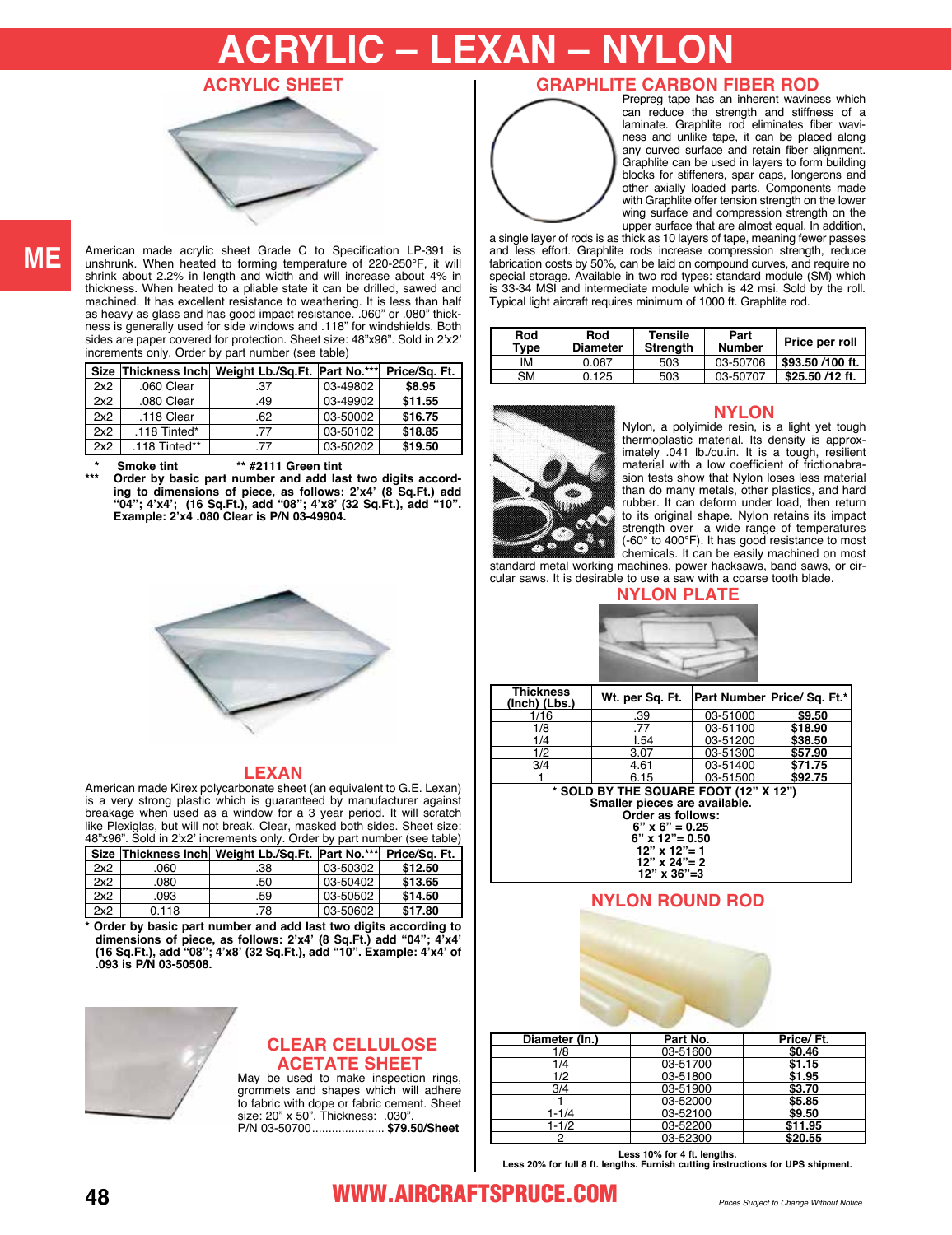# ACRYLIC – LEXAN – NYLON

## ACRYLIC SHEET

American made acrylic sheet Grade C to Specification LP-391 is unshrunk. When heated to forming temperature of 220-250°F, it will shrink about 2.2% in length and width and will increase about 4% in thickness. When heated to a pliable state it can be drilled, sawed and machined. It has excellent resistance to weathering. It is less than half as heavy as glass and has good impact resistance. .060" or .080" thickness is generally used for side windows and .118" for windshields. Both sides are paper covered for protection. Sheet size: 48"x96". Sold in 2'x2' increments only. Order by part number (see table)

| Size | Thickness Inch | Weight Lb./Sq.Ft. | Part No.*** | Price/Sq. Ft. |
|---|---|---|---|---|
| 2x2 | .060 Clear | .37 | 03-49802 | **$8.95** |
| 2x2 | .080 Clear | .49 | 03-49902 | **$11.55** |
| 2x2 | .118 Clear | .62 | 03-50002 | **$16.75** |
| 2x2 | .118 Tinted* | .77 | 03-50102 | **$18.85** |
| 2x2 | .118 Tinted** | .77 | 03-50202 | **$19.50** |

**\* Smoke tint ** #2111 Green tint**

**\*\*\* Order by basic part number and add last two digits according to dimensions of piece, as follows: 2'x4' (8 Sq.Ft.) add "04"; 4'x4'; (16 Sq.Ft.), add "08"; 4'x8' (32 Sq.Ft.), add "10". Example: 2'x4 .080 Clear is P/N 03-49904.**

## LEXAN

American made Kirex polycarbonate sheet (an equivalent to G.E. Lexan) is a very strong plastic which is guaranteed by manufacturer against breakage when used as a window for a 3 year period. It will scratch like Plexiglas, but will not break. Clear, masked both sides. Sheet size: 48"x96". Sold in 2'x2' increments only. Order by part number (see table)

| Size | Thickness Inch | Weight Lb./Sq.Ft. | Part No.*** | Price/Sq. Ft. |
|---|---|---|---|---|
| 2x2 | .060 | .38 | 03-50302 | **$12.50** |
| 2x2 | .080 | .50 | 03-50402 | **$13.65** |
| 2x2 | .093 | .59 | 03-50502 | **$14.50** |
| 2x2 | 0.118 | .78 | 03-50602 | **$17.80** |

**\* Order by basic part number and add last two digits according to dimensions of piece, as follows: 2'x4' (8 Sq.Ft.) add "04"; 4'x4' (16 Sq.Ft.), add "08"; 4'x8' (32 Sq.Ft.), add "10". Example: 4'x4' of .093 is P/N 03-50508.**

## CLEAR CELLULOSE ACETATE SHEET

May be used to make inspection rings, grommets and shapes which will adhere to fabric with dope or fabric cement. Sheet size: 20" x 50". Thickness: .030".
P/N 03-50700...................... **$79.50/Sheet**

## GRAPHLITE CARBON FIBER ROD

Prepreg tape has an inherent waviness which can reduce the strength and stiffness of a laminate. Graphlite rod eliminates fiber waviness and unlike tape, it can be placed along any curved surface and retain fiber alignment. Graphlite can be used in layers to form building blocks for stiffeners, spar caps, longerons and other axially loaded parts. Components made with Graphlite offer tension strength on the lower wing surface and compression strength on the upper surface that are almost equal. In addition, a single layer of rods is as thick as 10 layers of tape, meaning fewer passes and less effort. Graphlite rods increase compression strength, reduce fabrication costs by 50%, can be laid on compound curves, and require no special storage. Available in two rod types: standard module (SM) which is 33-34 MSI and intermediate module which is 42 msi. Sold by the roll. Typical light aircraft requires minimum of 1000 ft. Graphlite rod.

| Rod Type | Rod Diameter | Tensile Strength | Part Number | Price per roll |
|---|---|---|---|---|
| IM | 0.067 | 503 | 03-50706 | **$93.50 /100 ft.** |
| SM | 0.125 | 503 | 03-50707 | **$25.50 /12 ft.** |

## NYLON

Nylon, a polyimide resin, is a light yet tough thermoplastic material. Its density is approximately .041 lb./cu.in. It is a tough, resilient material with a low coefficient of frictionabrasion tests show that Nylon loses less material than do many metals, other plastics, and hard rubber. It can deform under load, then return to its original shape. Nylon retains its impact strength over a wide range of temperatures (-60° to 400°F). It has good resistance to most chemicals. It can be easily machined on most standard metal working machines, power hacksaws, band saws, or circular saws. It is desirable to use a saw with a coarse tooth blade.

## NYLON PLATE

| Thickness (Inch) (Lbs.) | Wt. per Sq. Ft. | Part Number | Price/ Sq. Ft.* |
|---|---|---|---|
| 1/16 | .39 | 03-51000 | **$9.50** |
| 1/8 | .77 | 03-51100 | **$18.90** |
| 1/4 | I.54 | 03-51200 | **$38.50** |
| 1/2 | 3.07 | 03-51300 | **$57.90** |
| 3/4 | 4.61 | 03-51400 | **$71.75** |
| 1 | 6.15 | 03-51500 | **$92.75** |

**\* SOLD BY THE SQUARE FOOT (12" X 12")**
**Smaller pieces are available.**
**Order as follows:**
**6" x 6" = 0.25**
**6" x 12"= 0.50**
**12" x 12"= 1**
**12" x 24"= 2**
**12" x 36"=3**

## NYLON ROUND ROD

| Diameter (In.) | Part No. | Price/ Ft. |
|---|---|---|
| 1/8 | 03-51600 | **$0.46** |
| 1/4 | 03-51700 | **$1.15** |
| 1/2 | 03-51800 | **$1.95** |
| 3/4 | 03-51900 | **$3.70** |
| 1 | 03-52000 | **$5.85** |
| 1-1/4 | 03-52100 | **$9.50** |
| 1-1/2 | 03-52200 | **$11.95** |
| 2 | 03-52300 | **$20.55** |

**Less 10% for 4 ft. lengths.**
**Less 20% for full 8 ft. lengths. Furnish cutting instructions for UPS shipment.**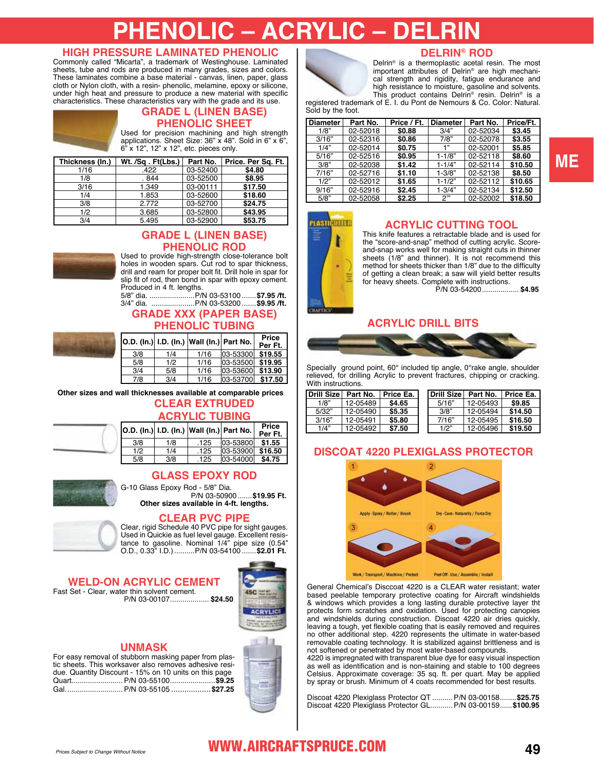# PHENOLIC – ACRYLIC – DELRIN

## HIGH PRESSURE LAMINATED PHENOLIC

Commonly called "Micarta", a trademark of Westinghouse. Laminated sheets, tube and rods are produced in many grades, sizes and colors. These laminates combine a base material - canvas, linen, paper, glass cloth or Nylon cloth, with a resin- phenolic, melamine, epoxy or silicone, under high heat and pressure to produce a new material with specific characteristics. These characteristics vary with the grade and its use.

### GRADE L (LINEN BASE) PHENOLIC SHEET

Used for precision machining and high strength applications. Sheet Size: 36" x 48". Sold in 6" x 6", 6" x 12", 12" x 12", etc. pieces only.

| Thickness (In.) | Wt. /Sq . Ft(Lbs.) | Part No. | Price. Per Sq. Ft. |
|---|---|---|---|
| 1/16 | .422 | 03-52400 | **$4.80** |
| 1/8 | . 844 | 03-52500 | **$8.95** |
| 3/16 | 1.349 | 03-00111 | **$17.50** |
| 1/4 | 1.853 | 03-52600 | **$18.60** |
| 3/8 | 2.772 | 03-52700 | **$24.75** |
| 1/2 | 3.685 | 03-52800 | **$43.95** |
| 3/4 | 5.495 | 03-52900 | **$53.75** |

### GRADE L (LINEN BASE) PHENOLIC ROD

Used to provide high-strength close-tolerance bolt holes in wooden spars. Cut rod to spar thickness, drill and ream for proper bolt fit. Drill hole in spar for slip fit of rod, then bond in spar with epoxy cement. Produced in 4 ft. lengths.

5/8" dia. ......................P/N 03-53100 .......**$7.95 /ft.**
3/4" dia. .....................P/N 03-53200 .......**$9.95 /ft.**

### GRADE XXX (PAPER BASE) PHENOLIC TUBING

| O.D. (In.) | I.D. (In.) | Wall (In.) | Part No. | Price Per Ft. |
|---|---|---|---|---|
| 3/8 | 1/4 | 1/16 | 03-53300 | **$19.55** |
| 5/8 | 1/2 | 1/16 | 03-53500 | **$19.95** |
| 3/4 | 5/8 | 1/16 | 03-53600 | **$13.90** |
| 7/8 | 3/4 | 1/16 | 03-53700 | **$17.50** |

**Other sizes and wall thicknesses available at comparable prices**

### CLEAR EXTRUDED ACRYLIC TUBING

| O.D. (In.) | I.D. (In.) | Wall (In.) | Part No. | Price Per Ft. |
|---|---|---|---|---|
| 3/8 | 1/8 | .125 | 03-53800 | **$1.55** |
| 1/2 | 1/4 | .125 | 03-53900 | **$16.50** |
| 5/8 | 3/8 | .125 | 03-54000 | **$4.75** |

### GLASS EPOXY ROD

G-10 Glass Epoxy Rod - 5/8" Dia.
P/N 03-50900 .......**$19.95 Ft.**
**Other sizes available in 4-ft. lengths.**

### CLEAR PVC PIPE

Clear, rigid Schedule 40 PVC pipe for sight gauges. Used in Quickie as fuel level gauge. Excellent resistance to gasoline. Nominal 1/4" pipe size (0.54" O.D., 0.33" I.D.)..........P/N 03-54100 .......**$2.01 Ft.**

### WELD-ON ACRYLIC CEMENT

Fast Set - Clear, water thin solvent cement.
P/N 03-00107................... **$24.50**

### UNMASK

For easy removal of stubborn masking paper from plastic sheets. This worksaver also removes adhesive residue. Quantity Discount - 15% on 10 units on this page

Quart......................... P/N 03-55100...................... **$9.25**
Gal........................... P/N 03-55105 .................. **$27.25**

## DELRIN® ROD

Delrin® is a thermoplastic acetal resin. The most important attributes of Delrin® are high mechanical strength and rigidity, fatigue endurance and high resistance to moisture, gasoline and solvents. This product contains Delrin® resin. Delrin® is a registered trademark of E. I. du Pont de Nemours & Co. Color: Natural. Sold by the foot.

| Diameter | Part No. | Price / Ft. | Diameter | Part No. | Price/Ft. |
|---|---|---|---|---|---|
| 1/8" | 02-52018 | **$0.88** | 3/4" | 02-52034 | **$3.45** |
| 3/16" | 02-52316 | **$0.86** | 7/8" | 02-52078 | **$3.55** |
| 1/4" | 02-52014 | **$0.75** | 1" | 02-52001 | **$5.85** |
| 5/16" | 02-52516 | **$0.95** | 1-1/8" | 02-52118 | **$8.60** |
| 3/8" | 02-52038 | **$1.42** | 1-1/4" | 02-52114 | **$10.50** |
| 7/16" | 02-52716 | **$1.10** | 1-3/8" | 02-52138 | **$8.50** |
| 1/2" | 02-52012 | **$1.65** | 1-1/2" | 02-52112 | **$10.65** |
| 9/16" | 02-52916 | **$2.45** | 1-3/4" | 02-52134 | **$12.50** |
| 5/8" | 02-52058 | **$2.25** | 2"' | 02-52002 | **$18.50** |

## ACRYLIC CUTTING TOOL

This knife features a retractable blade and is used for the "score-and-snap" method of cutting acrylic. Score-and-snap works well for making straight cuts in thinner sheets (1/8" and thinner). It is not recommend this method for sheets thicker than 1/8" due to the difficulty of getting a clean break; a saw will yield better results for heavy sheets. Complete with instructions.
P/N 03-54200................. **$4.95**

## ACRYLIC DRILL BITS

Specially ground point, 60° included tip angle, 0°rake angle, shoulder relieved, for drilling Acrylic to prevent fractures, chipping or cracking. With instructions.

| Drill Size | Part No. | Price Ea. | Drill Size | Part No. | Price Ea. |
|---|---|---|---|---|---|
| 1/8" | 12-05489 | **$4.65** | 5/16" | 12-05493 | **$9.85** |
| 5/32" | 12-05490 | **$5.35** | 3/8" | 12-05494 | **$14.50** |
| 3/16" | 12-05491 | **$5.80** | 7/16" | 12-05495 | **$16.50** |
| 1/4" | 12-05492 | **$7.50** | 1/2" | 12-05496 | **$19.50** |

## DISCOAT 4220 PLEXIGLASS PROTECTOR

1 Apply - Spray / Roller / Brush
2 Dry - Cure - Naturally / Force Dry
3 Work / Transport / Machine / Protect
4 Peel Off - Use / Assemble / Install

General Chemical's Disccoat 4220 is a CLEAR water resistant; water based peelable temporary protective coating for Aircraft windshields & windows which provides a long lasting durable protective layer tht protects form scratches and oxidation. Used for protecting canopies and windshields during construction. Discoat 4220 air dries quickly, leaving a tough, yet flexible coating that is easily removed and requires no other additional step. 4220 represents the ultimate in water-based removable coating technology. It is stabilized against brittleness and is not softened or penetrated by most water-based compounds.
4220 is impregnated with transparent blue dye for easy visual inspection as well as identification and is non-staining and stable to 100 degrees Celsius. Approximate coverage: 35 sq. ft. per quart. May be applied by spray or brush. Minimum of 4 coats recommended for best results.

Discoat 4220 Plexiglass Protector QT .......... P/N 03-00158........**$25.75**
Discoat 4220 Plexiglass Protector GL........... P/N 03-00159......**$100.95**

*Prices Subject to Change Without Notice*